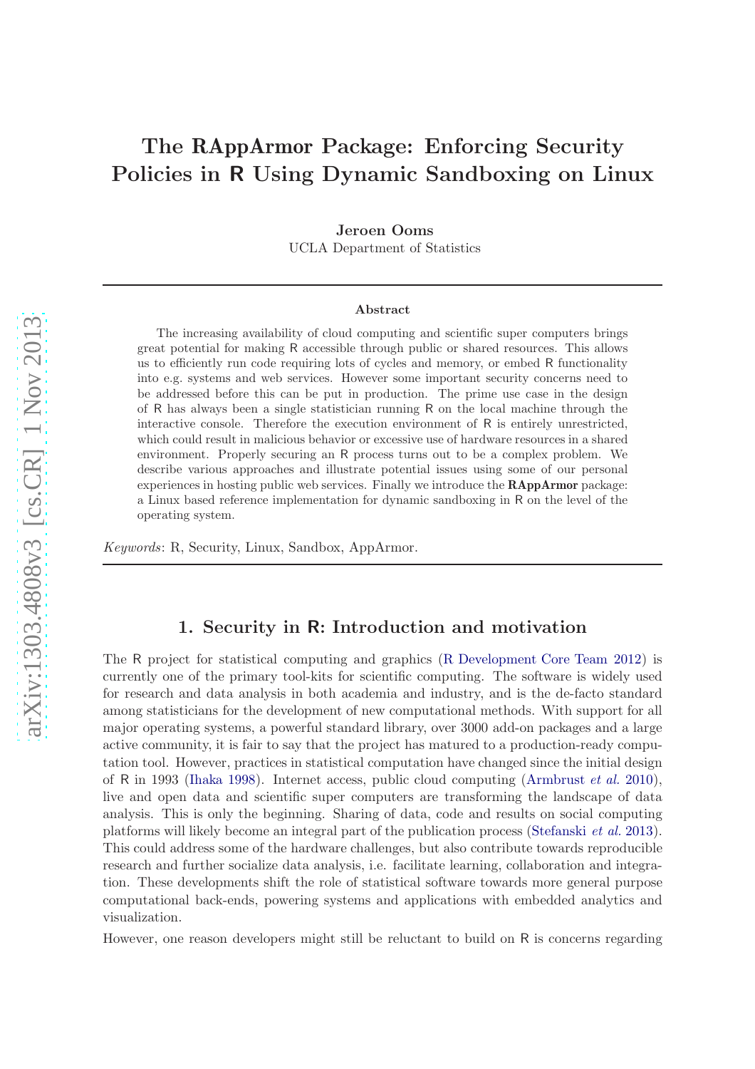# The RAppArmor Package: Enforcing Security Policies in R Using Dynamic Sandboxing on Linux

**Jeroen Ooms**
UCLA Department of Statistics

### Abstract

The increasing availability of cloud computing and scientific super computers brings great potential for making R accessible through public or shared resources. This allows us to efficiently run code requiring lots of cycles and memory, or embed R functionality into e.g. systems and web services. However some important security concerns need to be addressed before this can be put in production. The prime use case in the design of R has always been a single statistician running R on the local machine through the interactive console. Therefore the execution environment of R is entirely unrestricted, which could result in malicious behavior or excessive use of hardware resources in a shared environment. Properly securing an R process turns out to be a complex problem. We describe various approaches and illustrate potential issues using some of our personal experiences in hosting public web services. Finally we introduce the **RAppArmor** package: a Linux based reference implementation for dynamic sandboxing in R on the level of the operating system.

*Keywords*: R, Security, Linux, Sandbox, AppArmor.

## 1. Security in R: Introduction and motivation

The R project for statistical computing and graphics (R Development Core Team 2012) is currently one of the primary tool-kits for scientific computing. The software is widely used for research and data analysis in both academia and industry, and is the de-facto standard among statisticians for the development of new computational methods. With support for all major operating systems, a powerful standard library, over 3000 add-on packages and a large active community, it is fair to say that the project has matured to a production-ready computation tool. However, practices in statistical computation have changed since the initial design of R in 1993 (Ihaka 1998). Internet access, public cloud computing (Armbrust *et al.* 2010), live and open data and scientific super computers are transforming the landscape of data analysis. This is only the beginning. Sharing of data, code and results on social computing platforms will likely become an integral part of the publication process (Stefanski *et al.* 2013). This could address some of the hardware challenges, but also contribute towards reproducible research and further socialize data analysis, i.e. facilitate learning, collaboration and integration. These developments shift the role of statistical software towards more general purpose computational back-ends, powering systems and applications with embedded analytics and visualization.

However, one reason developers might still be reluctant to build on R is concerns regarding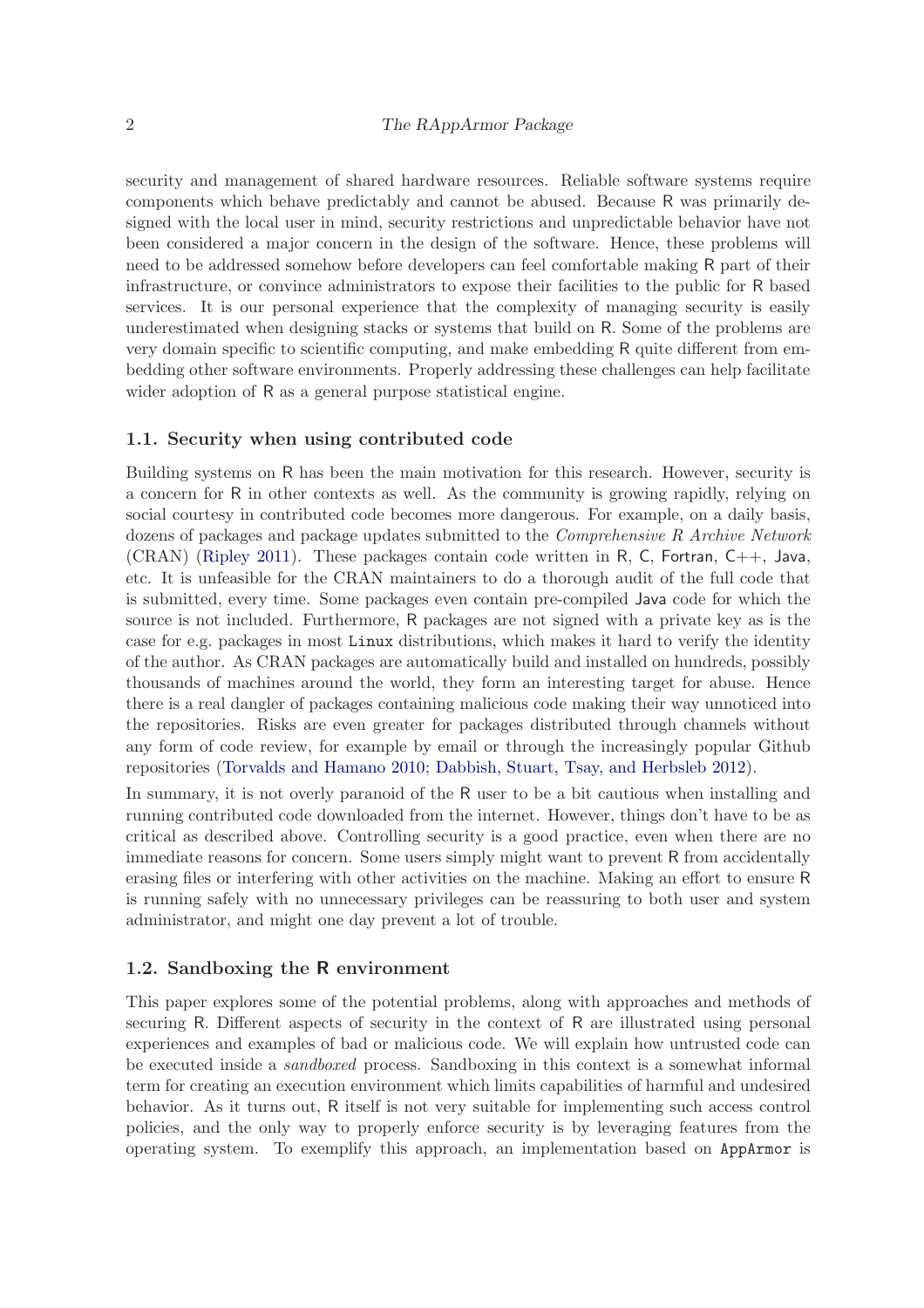security and management of shared hardware resources. Reliable software systems require components which behave predictably and cannot be abused. Because R was primarily designed with the local user in mind, security restrictions and unpredictable behavior have not been considered a major concern in the design of the software. Hence, these problems will need to be addressed somehow before developers can feel comfortable making R part of their infrastructure, or convince administrators to expose their facilities to the public for R based services. It is our personal experience that the complexity of managing security is easily underestimated when designing stacks or systems that build on R. Some of the problems are very domain specific to scientific computing, and make embedding R quite different from embedding other software environments. Properly addressing these challenges can help facilitate wider adoption of R as a general purpose statistical engine.

### 1.1. Security when using contributed code

Building systems on R has been the main motivation for this research. However, security is a concern for R in other contexts as well. As the community is growing rapidly, relying on social courtesy in contributed code becomes more dangerous. For example, on a daily basis, dozens of packages and package updates submitted to the *Comprehensive R Archive Network* (CRAN) (Ripley 2011). These packages contain code written in R, C, Fortran, C++, Java, etc. It is unfeasible for the CRAN maintainers to do a thorough audit of the full code that is submitted, every time. Some packages even contain pre-compiled Java code for which the source is not included. Furthermore, R packages are not signed with a private key as is the case for e.g. packages in most Linux distributions, which makes it hard to verify the identity of the author. As CRAN packages are automatically build and installed on hundreds, possibly thousands of machines around the world, they form an interesting target for abuse. Hence there is a real dangler of packages containing malicious code making their way unnoticed into the repositories. Risks are even greater for packages distributed through channels without any form of code review, for example by email or through the increasingly popular Github repositories (Torvalds and Hamano 2010; Dabbish, Stuart, Tsay, and Herbsleb 2012).

In summary, it is not overly paranoid of the R user to be a bit cautious when installing and running contributed code downloaded from the internet. However, things don't have to be as critical as described above. Controlling security is a good practice, even when there are no immediate reasons for concern. Some users simply might want to prevent R from accidentally erasing files or interfering with other activities on the machine. Making an effort to ensure R is running safely with no unnecessary privileges can be reassuring to both user and system administrator, and might one day prevent a lot of trouble.

### 1.2. Sandboxing the R environment

This paper explores some of the potential problems, along with approaches and methods of securing R. Different aspects of security in the context of R are illustrated using personal experiences and examples of bad or malicious code. We will explain how untrusted code can be executed inside a *sandboxed* process. Sandboxing in this context is a somewhat informal term for creating an execution environment which limits capabilities of harmful and undesired behavior. As it turns out, R itself is not very suitable for implementing such access control policies, and the only way to properly enforce security is by leveraging features from the operating system. To exemplify this approach, an implementation based on AppArmor is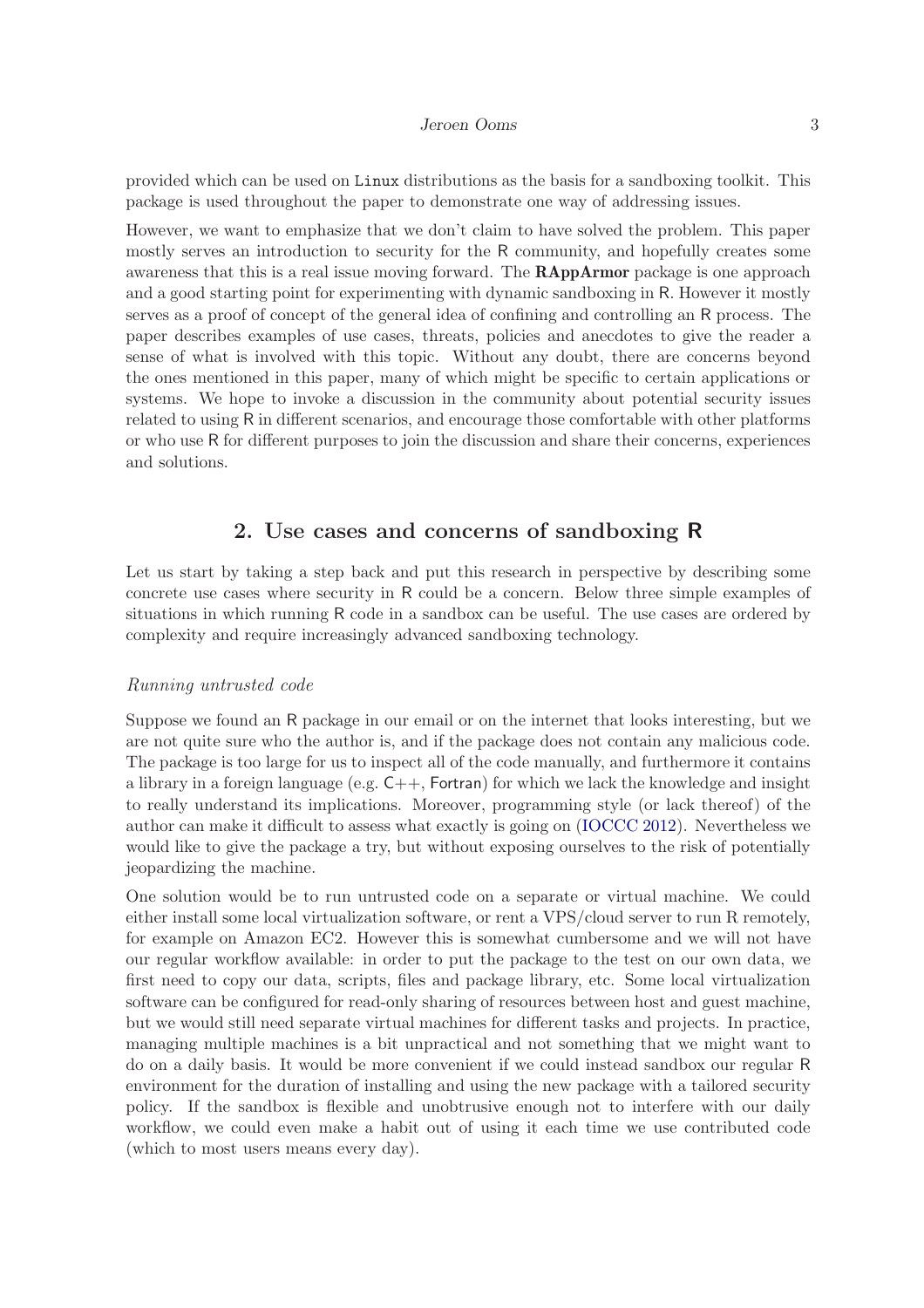provided which can be used on Linux distributions as the basis for a sandboxing toolkit. This package is used throughout the paper to demonstrate one way of addressing issues.

However, we want to emphasize that we don't claim to have solved the problem. This paper mostly serves an introduction to security for the R community, and hopefully creates some awareness that this is a real issue moving forward. The **RAppArmor** package is one approach and a good starting point for experimenting with dynamic sandboxing in R. However it mostly serves as a proof of concept of the general idea of confining and controlling an R process. The paper describes examples of use cases, threats, policies and anecdotes to give the reader a sense of what is involved with this topic. Without any doubt, there are concerns beyond the ones mentioned in this paper, many of which might be specific to certain applications or systems. We hope to invoke a discussion in the community about potential security issues related to using R in different scenarios, and encourage those comfortable with other platforms or who use R for different purposes to join the discussion and share their concerns, experiences and solutions.

## 2. Use cases and concerns of sandboxing R

Let us start by taking a step back and put this research in perspective by describing some concrete use cases where security in R could be a concern. Below three simple examples of situations in which running R code in a sandbox can be useful. The use cases are ordered by complexity and require increasingly advanced sandboxing technology.

### *Running untrusted code*

Suppose we found an R package in our email or on the internet that looks interesting, but we are not quite sure who the author is, and if the package does not contain any malicious code. The package is too large for us to inspect all of the code manually, and furthermore it contains a library in a foreign language (e.g. C++, Fortran) for which we lack the knowledge and insight to really understand its implications. Moreover, programming style (or lack thereof) of the author can make it difficult to assess what exactly is going on (IOCCC 2012). Nevertheless we would like to give the package a try, but without exposing ourselves to the risk of potentially jeopardizing the machine.

One solution would be to run untrusted code on a separate or virtual machine. We could either install some local virtualization software, or rent a VPS/cloud server to run R remotely, for example on Amazon EC2. However this is somewhat cumbersome and we will not have our regular workflow available: in order to put the package to the test on our own data, we first need to copy our data, scripts, files and package library, etc. Some local virtualization software can be configured for read-only sharing of resources between host and guest machine, but we would still need separate virtual machines for different tasks and projects. In practice, managing multiple machines is a bit unpractical and not something that we might want to do on a daily basis. It would be more convenient if we could instead sandbox our regular R environment for the duration of installing and using the new package with a tailored security policy. If the sandbox is flexible and unobtrusive enough not to interfere with our daily workflow, we could even make a habit out of using it each time we use contributed code (which to most users means every day).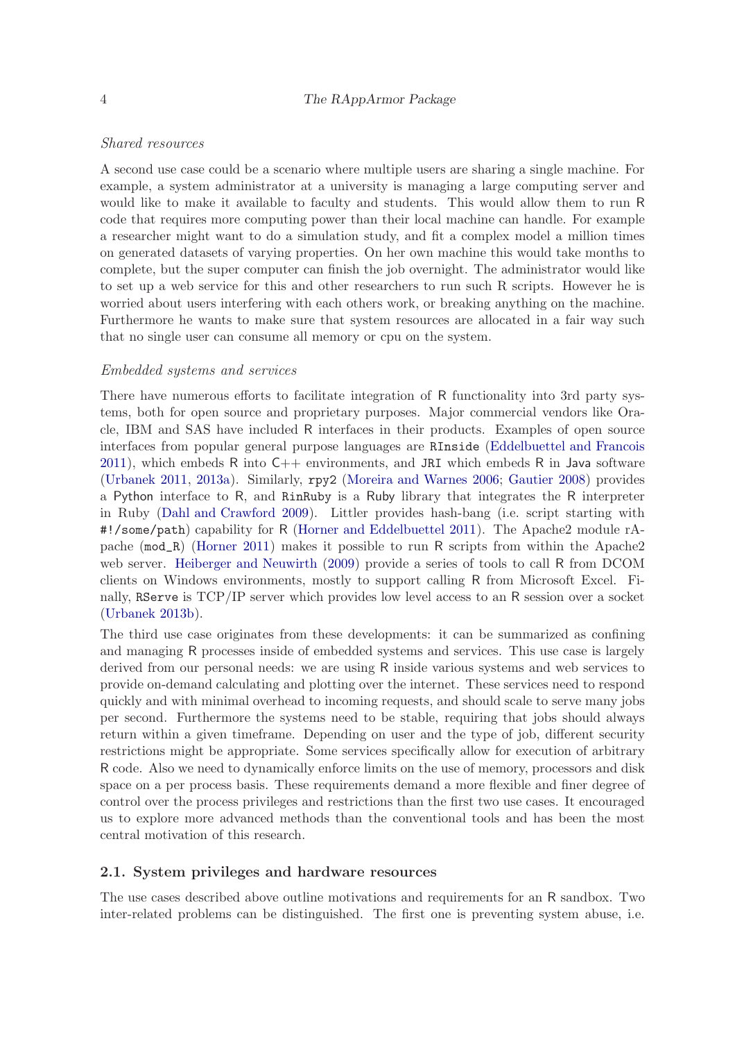*Shared resources*

A second use case could be a scenario where multiple users are sharing a single machine. For example, a system administrator at a university is managing a large computing server and would like to make it available to faculty and students. This would allow them to run R code that requires more computing power than their local machine can handle. For example a researcher might want to do a simulation study, and fit a complex model a million times on generated datasets of varying properties. On her own machine this would take months to complete, but the super computer can finish the job overnight. The administrator would like to set up a web service for this and other researchers to run such R scripts. However he is worried about users interfering with each others work, or breaking anything on the machine. Furthermore he wants to make sure that system resources are allocated in a fair way such that no single user can consume all memory or cpu on the system.

*Embedded systems and services*

There have numerous efforts to facilitate integration of R functionality into 3rd party systems, both for open source and proprietary purposes. Major commercial vendors like Oracle, IBM and SAS have included R interfaces in their products. Examples of open source interfaces from popular general purpose languages are `RInside` (Eddelbuettel and Francois 2011), which embeds R into C++ environments, and `JRI` which embeds R in Java software (Urbanek 2011, 2013a). Similarly, `rpy2` (Moreira and Warnes 2006; Gautier 2008) provides a Python interface to R, and `RinRuby` is a Ruby library that integrates the R interpreter in Ruby (Dahl and Crawford 2009). Littler provides hash-bang (i.e. script starting with `#!/some/path`) capability for R (Horner and Eddelbuettel 2011). The Apache2 module rApache (`mod_R`) (Horner 2011) makes it possible to run R scripts from within the Apache2 web server. Heiberger and Neuwirth (2009) provide a series of tools to call R from DCOM clients on Windows environments, mostly to support calling R from Microsoft Excel. Finally, `RServe` is TCP/IP server which provides low level access to an R session over a socket (Urbanek 2013b).

The third use case originates from these developments: it can be summarized as confining and managing R processes inside of embedded systems and services. This use case is largely derived from our personal needs: we are using R inside various systems and web services to provide on-demand calculating and plotting over the internet. These services need to respond quickly and with minimal overhead to incoming requests, and should scale to serve many jobs per second. Furthermore the systems need to be stable, requiring that jobs should always return within a given timeframe. Depending on user and the type of job, different security restrictions might be appropriate. Some services specifically allow for execution of arbitrary R code. Also we need to dynamically enforce limits on the use of memory, processors and disk space on a per process basis. These requirements demand a more flexible and finer degree of control over the process privileges and restrictions than the first two use cases. It encouraged us to explore more advanced methods than the conventional tools and has been the most central motivation of this research.

## 2.1. System privileges and hardware resources

The use cases described above outline motivations and requirements for an R sandbox. Two inter-related problems can be distinguished. The first one is preventing system abuse, i.e.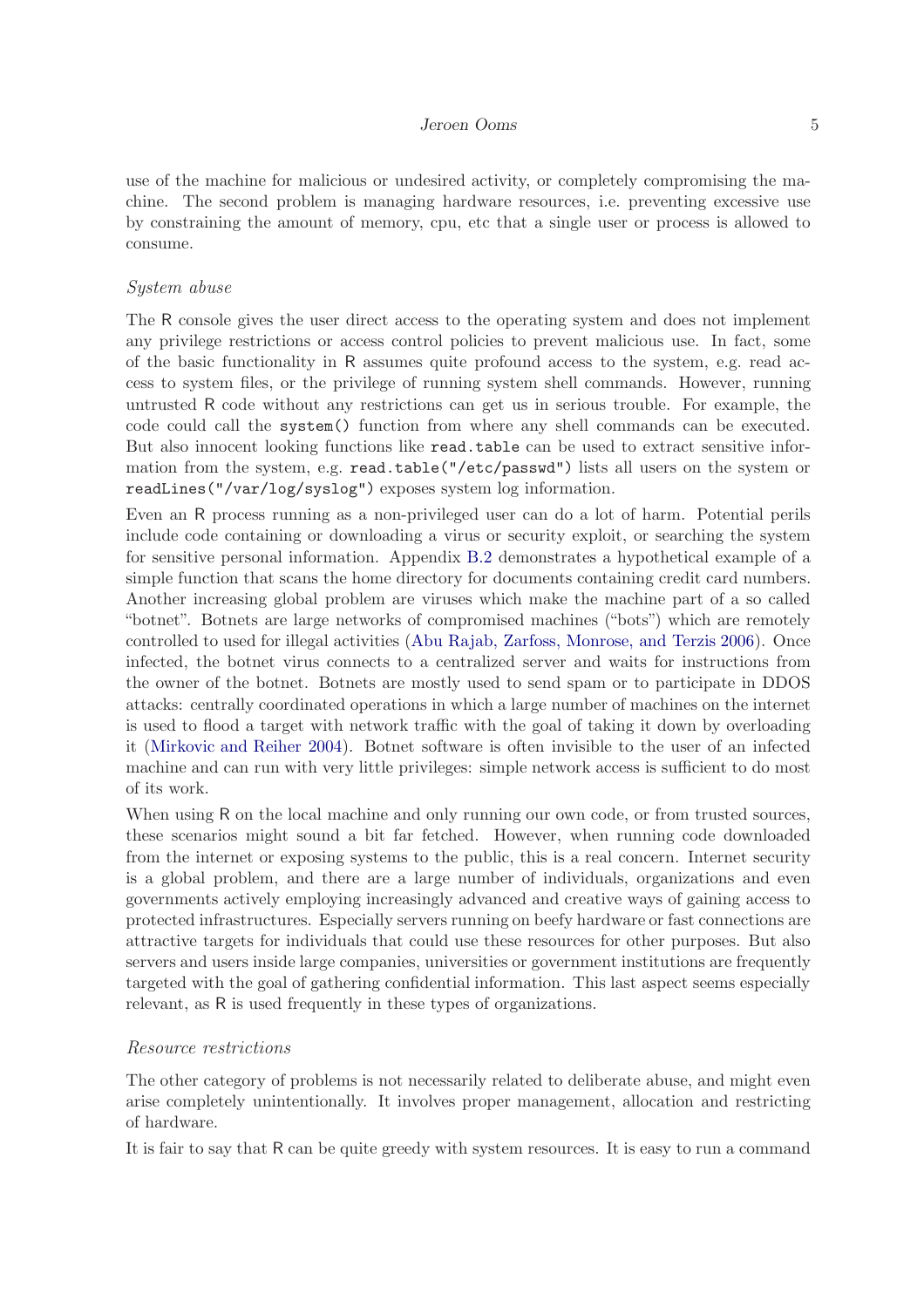use of the machine for malicious or undesired activity, or completely compromising the machine. The second problem is managing hardware resources, i.e. preventing excessive use by constraining the amount of memory, cpu, etc that a single user or process is allowed to consume.

*System abuse*

The R console gives the user direct access to the operating system and does not implement any privilege restrictions or access control policies to prevent malicious use. In fact, some of the basic functionality in R assumes quite profound access to the system, e.g. read access to system files, or the privilege of running system shell commands. However, running untrusted R code without any restrictions can get us in serious trouble. For example, the code could call the `system()` function from where any shell commands can be executed. But also innocent looking functions like `read.table` can be used to extract sensitive information from the system, e.g. `read.table("/etc/passwd")` lists all users on the system or `readLines("/var/log/syslog")` exposes system log information.

Even an R process running as a non-privileged user can do a lot of harm. Potential perils include code containing or downloading a virus or security exploit, or searching the system for sensitive personal information. Appendix B.2 demonstrates a hypothetical example of a simple function that scans the home directory for documents containing credit card numbers. Another increasing global problem are viruses which make the machine part of a so called "botnet". Botnets are large networks of compromised machines ("bots") which are remotely controlled to used for illegal activities (Abu Rajab, Zarfoss, Monrose, and Terzis 2006). Once infected, the botnet virus connects to a centralized server and waits for instructions from the owner of the botnet. Botnets are mostly used to send spam or to participate in DDOS attacks: centrally coordinated operations in which a large number of machines on the internet is used to flood a target with network traffic with the goal of taking it down by overloading it (Mirkovic and Reiher 2004). Botnet software is often invisible to the user of an infected machine and can run with very little privileges: simple network access is sufficient to do most of its work.

When using R on the local machine and only running our own code, or from trusted sources, these scenarios might sound a bit far fetched. However, when running code downloaded from the internet or exposing systems to the public, this is a real concern. Internet security is a global problem, and there are a large number of individuals, organizations and even governments actively employing increasingly advanced and creative ways of gaining access to protected infrastructures. Especially servers running on beefy hardware or fast connections are attractive targets for individuals that could use these resources for other purposes. But also servers and users inside large companies, universities or government institutions are frequently targeted with the goal of gathering confidential information. This last aspect seems especially relevant, as R is used frequently in these types of organizations.

*Resource restrictions*

The other category of problems is not necessarily related to deliberate abuse, and might even arise completely unintentionally. It involves proper management, allocation and restricting of hardware.

It is fair to say that R can be quite greedy with system resources. It is easy to run a command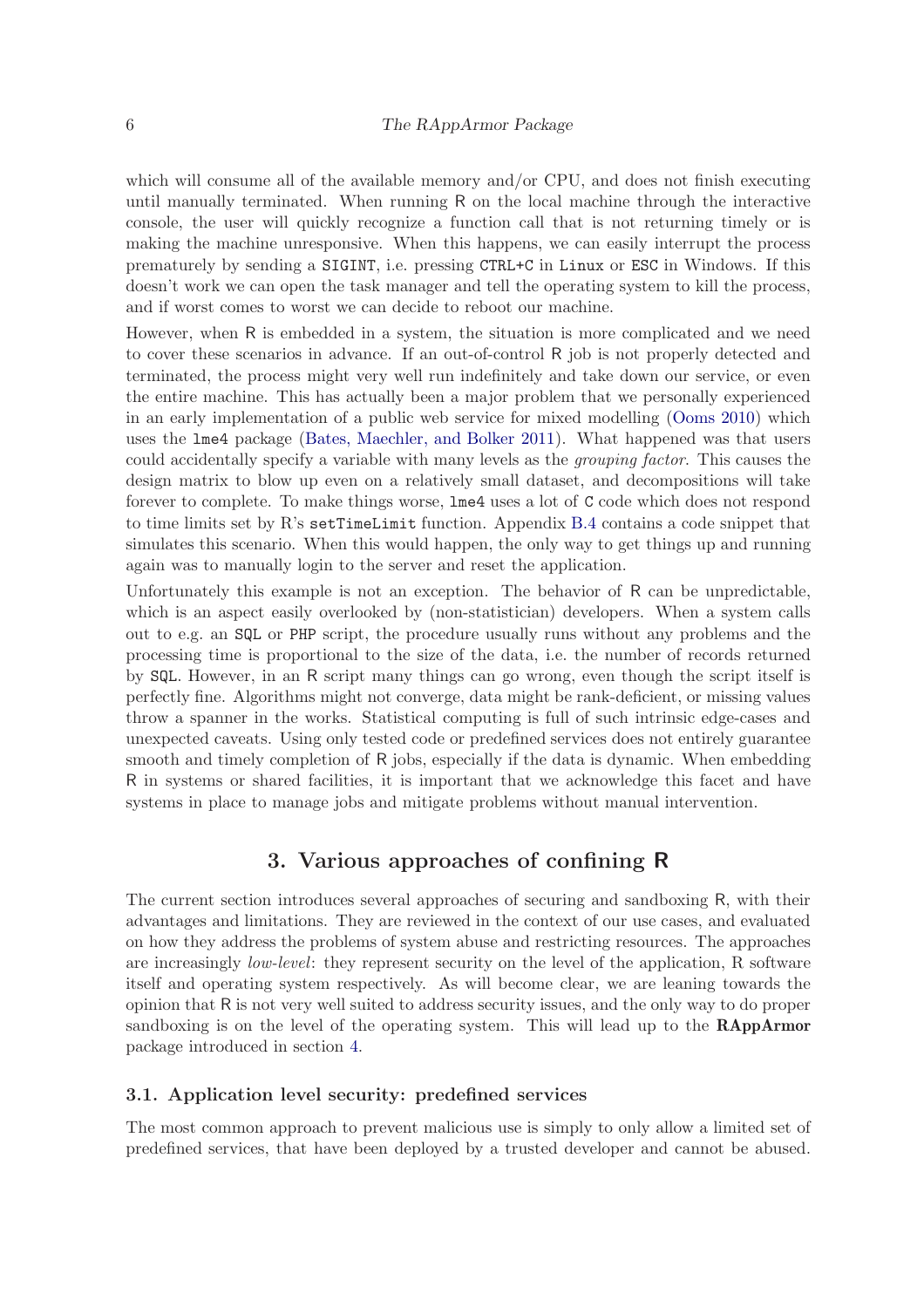which will consume all of the available memory and/or CPU, and does not finish executing until manually terminated. When running R on the local machine through the interactive console, the user will quickly recognize a function call that is not returning timely or is making the machine unresponsive. When this happens, we can easily interrupt the process prematurely by sending a `SIGINT`, i.e. pressing `CTRL+C` in `Linux` or `ESC` in Windows. If this doesn't work we can open the task manager and tell the operating system to kill the process, and if worst comes to worst we can decide to reboot our machine.

However, when R is embedded in a system, the situation is more complicated and we need to cover these scenarios in advance. If an out-of-control R job is not properly detected and terminated, the process might very well run indefinitely and take down our service, or even the entire machine. This has actually been a major problem that we personally experienced in an early implementation of a public web service for mixed modelling (Ooms 2010) which uses the `lme4` package (Bates, Maechler, and Bolker 2011). What happened was that users could accidentally specify a variable with many levels as the *grouping factor*. This causes the design matrix to blow up even on a relatively small dataset, and decompositions will take forever to complete. To make things worse, `lme4` uses a lot of C code which does not respond to time limits set by R's `setTimeLimit` function. Appendix B.4 contains a code snippet that simulates this scenario. When this would happen, the only way to get things up and running again was to manually login to the server and reset the application.

Unfortunately this example is not an exception. The behavior of R can be unpredictable, which is an aspect easily overlooked by (non-statistician) developers. When a system calls out to e.g. an SQL or PHP script, the procedure usually runs without any problems and the processing time is proportional to the size of the data, i.e. the number of records returned by SQL. However, in an R script many things can go wrong, even though the script itself is perfectly fine. Algorithms might not converge, data might be rank-deficient, or missing values throw a spanner in the works. Statistical computing is full of such intrinsic edge-cases and unexpected caveats. Using only tested code or predefined services does not entirely guarantee smooth and timely completion of R jobs, especially if the data is dynamic. When embedding R in systems or shared facilities, it is important that we acknowledge this facet and have systems in place to manage jobs and mitigate problems without manual intervention.

## 3. Various approaches of confining R

The current section introduces several approaches of securing and sandboxing R, with their advantages and limitations. They are reviewed in the context of our use cases, and evaluated on how they address the problems of system abuse and restricting resources. The approaches are increasingly *low-level*: they represent security on the level of the application, R software itself and operating system respectively. As will become clear, we are leaning towards the opinion that R is not very well suited to address security issues, and the only way to do proper sandboxing is on the level of the operating system. This will lead up to the **RAppArmor** package introduced in section 4.

### 3.1. Application level security: predefined services

The most common approach to prevent malicious use is simply to only allow a limited set of predefined services, that have been deployed by a trusted developer and cannot be abused.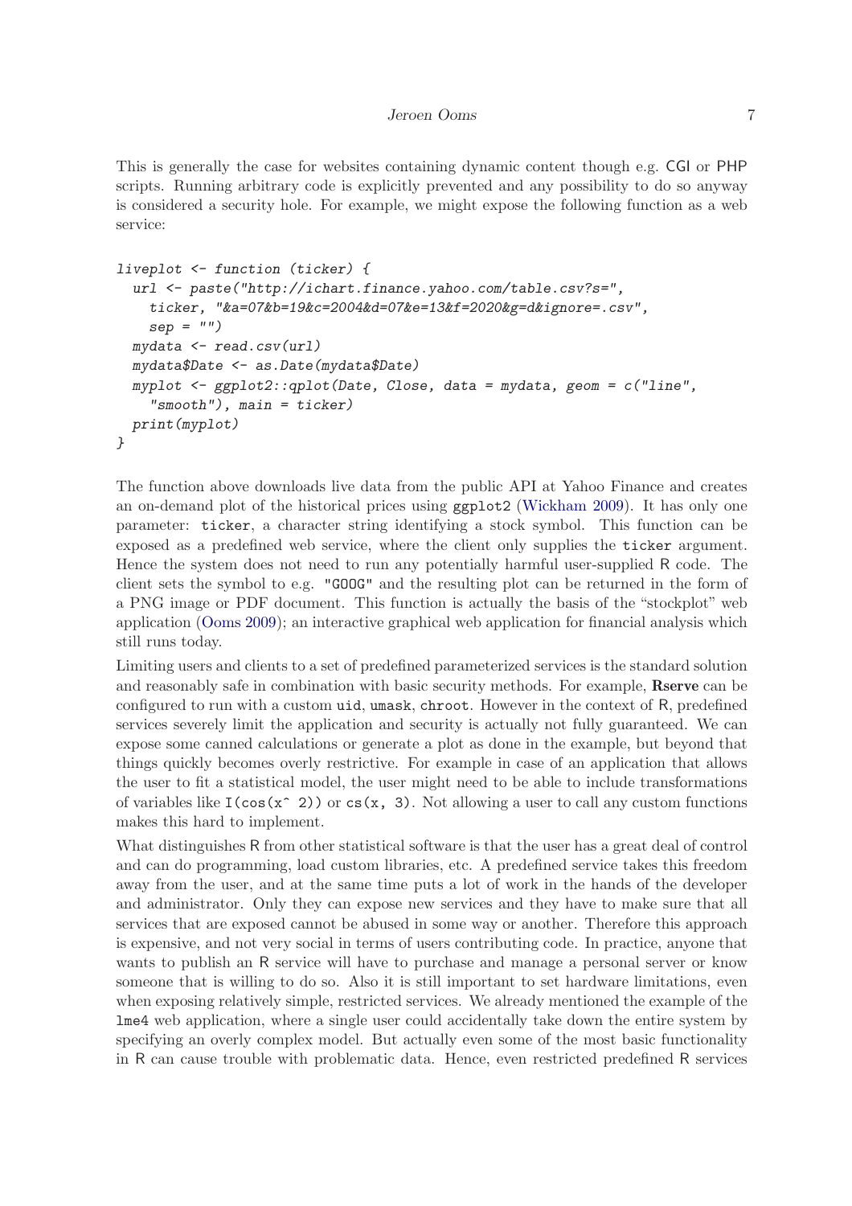This is generally the case for websites containing dynamic content though e.g. CGI or PHP scripts. Running arbitrary code is explicitly prevented and any possibility to do so anyway is considered a security hole. For example, we might expose the following function as a web service:

```
liveplot <- function (ticker) {
  url <- paste("http://ichart.finance.yahoo.com/table.csv?s=",
    ticker, "&a=07&b=19&c=2004&d=07&e=13&f=2020&g=d&ignore=.csv",
    sep = "")
  mydata <- read.csv(url)
  mydata$Date <- as.Date(mydata$Date)
  myplot <- ggplot2::qplot(Date, Close, data = mydata, geom = c("line",
    "smooth"), main = ticker)
  print(myplot)
}
```

The function above downloads live data from the public API at Yahoo Finance and creates an on-demand plot of the historical prices using `ggplot2` (Wickham 2009). It has only one parameter: `ticker`, a character string identifying a stock symbol. This function can be exposed as a predefined web service, where the client only supplies the `ticker` argument. Hence the system does not need to run any potentially harmful user-supplied R code. The client sets the symbol to e.g. `"GOOG"` and the resulting plot can be returned in the form of a PNG image or PDF document. This function is actually the basis of the "stockplot" web application (Ooms 2009); an interactive graphical web application for financial analysis which still runs today.

Limiting users and clients to a set of predefined parameterized services is the standard solution and reasonably safe in combination with basic security methods. For example, **Rserve** can be configured to run with a custom `uid`, `umask`, `chroot`. However in the context of R, predefined services severely limit the application and security is actually not fully guaranteed. We can expose some canned calculations or generate a plot as done in the example, but beyond that things quickly becomes overly restrictive. For example in case of an application that allows the user to fit a statistical model, the user might need to be able to include transformations of variables like `I(cos(x^ 2))` or `cs(x, 3)`. Not allowing a user to call any custom functions makes this hard to implement.

What distinguishes R from other statistical software is that the user has a great deal of control and can do programming, load custom libraries, etc. A predefined service takes this freedom away from the user, and at the same time puts a lot of work in the hands of the developer and administrator. Only they can expose new services and they have to make sure that all services that are exposed cannot be abused in some way or another. Therefore this approach is expensive, and not very social in terms of users contributing code. In practice, anyone that wants to publish an R service will have to purchase and manage a personal server or know someone that is willing to do so. Also it is still important to set hardware limitations, even when exposing relatively simple, restricted services. We already mentioned the example of the `lme4` web application, where a single user could accidentally take down the entire system by specifying an overly complex model. But actually even some of the most basic functionality in R can cause trouble with problematic data. Hence, even restricted predefined R services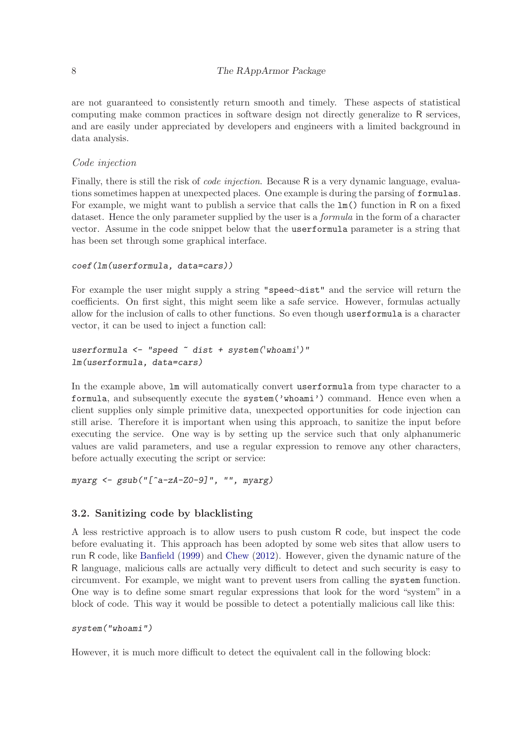are not guaranteed to consistently return smooth and timely. These aspects of statistical computing make common practices in software design not directly generalize to R services, and are easily under appreciated by developers and engineers with a limited background in data analysis.

*Code injection*

Finally, there is still the risk of *code injection*. Because R is a very dynamic language, evaluations sometimes happen at unexpected places. One example is during the parsing of `formulas`. For example, we might want to publish a service that calls the `lm()` function in R on a fixed dataset. Hence the only parameter supplied by the user is a *formula* in the form of a character vector. Assume in the code snippet below that the `userformula` parameter is a string that has been set through some graphical interface.

```
coef(lm(userformula, data=cars))
```

For example the user might supply a string `"speed~dist"` and the service will return the coefficients. On first sight, this might seem like a safe service. However, formulas actually allow for the inclusion of calls to other functions. So even though `userformula` is a character vector, it can be used to inject a function call:

```
userformula <- "speed ~ dist + system('whoami')"
lm(userformula, data=cars)
```

In the example above, `lm` will automatically convert `userformula` from type character to a `formula`, and subsequently execute the `system('whoami')` command. Hence even when a client supplies only simple primitive data, unexpected opportunities for code injection can still arise. Therefore it is important when using this approach, to sanitize the input before executing the service. One way is by setting up the service such that only alphanumeric values are valid parameters, and use a regular expression to remove any other characters, before actually executing the script or service:

```
myarg <- gsub("[^a-zA-Z0-9]", "", myarg)
```

### 3.2. Sanitizing code by blacklisting

A less restrictive approach is to allow users to push custom R code, but inspect the code before evaluating it. This approach has been adopted by some web sites that allow users to run R code, like Banfield (1999) and Chew (2012). However, given the dynamic nature of the R language, malicious calls are actually very difficult to detect and such security is easy to circumvent. For example, we might want to prevent users from calling the `system` function. One way is to define some smart regular expressions that look for the word "system" in a block of code. This way it would be possible to detect a potentially malicious call like this:

```
system("whoami")
```

However, it is much more difficult to detect the equivalent call in the following block: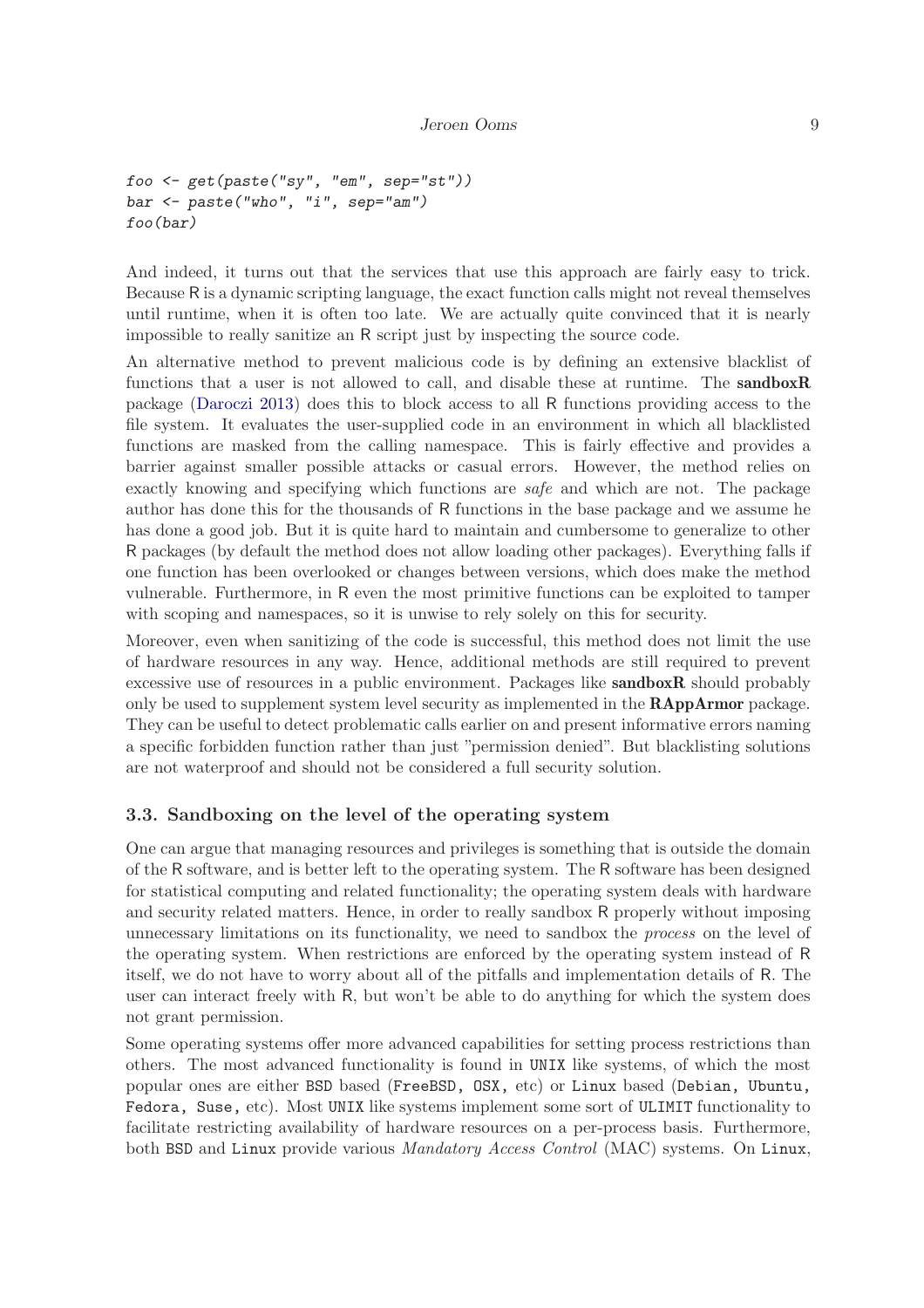```
foo <- get(paste("sy", "em", sep="st"))
bar <- paste("who", "i", sep="am")
foo(bar)
```

And indeed, it turns out that the services that use this approach are fairly easy to trick. Because R is a dynamic scripting language, the exact function calls might not reveal themselves until runtime, when it is often too late. We are actually quite convinced that it is nearly impossible to really sanitize an R script just by inspecting the source code.

An alternative method to prevent malicious code is by defining an extensive blacklist of functions that a user is not allowed to call, and disable these at runtime. The **sandboxR** package (Daroczi 2013) does this to block access to all R functions providing access to the file system. It evaluates the user-supplied code in an environment in which all blacklisted functions are masked from the calling namespace. This is fairly effective and provides a barrier against smaller possible attacks or casual errors. However, the method relies on exactly knowing and specifying which functions are *safe* and which are not. The package author has done this for the thousands of R functions in the base package and we assume he has done a good job. But it is quite hard to maintain and cumbersome to generalize to other R packages (by default the method does not allow loading other packages). Everything falls if one function has been overlooked or changes between versions, which does make the method vulnerable. Furthermore, in R even the most primitive functions can be exploited to tamper with scoping and namespaces, so it is unwise to rely solely on this for security.

Moreover, even when sanitizing of the code is successful, this method does not limit the use of hardware resources in any way. Hence, additional methods are still required to prevent excessive use of resources in a public environment. Packages like **sandboxR** should probably only be used to supplement system level security as implemented in the **RAppArmor** package. They can be useful to detect problematic calls earlier on and present informative errors naming a specific forbidden function rather than just "permission denied". But blacklisting solutions are not waterproof and should not be considered a full security solution.

### 3.3. Sandboxing on the level of the operating system

One can argue that managing resources and privileges is something that is outside the domain of the R software, and is better left to the operating system. The R software has been designed for statistical computing and related functionality; the operating system deals with hardware and security related matters. Hence, in order to really sandbox R properly without imposing unnecessary limitations on its functionality, we need to sandbox the *process* on the level of the operating system. When restrictions are enforced by the operating system instead of R itself, we do not have to worry about all of the pitfalls and implementation details of R. The user can interact freely with R, but won't be able to do anything for which the system does not grant permission.

Some operating systems offer more advanced capabilities for setting process restrictions than others. The most advanced functionality is found in `UNIX` like systems, of which the most popular ones are either `BSD` based (`FreeBSD, OSX,` etc) or `Linux` based (`Debian, Ubuntu, Fedora, Suse,` etc). Most `UNIX` like systems implement some sort of `ULIMIT` functionality to facilitate restricting availability of hardware resources on a per-process basis. Furthermore, both `BSD` and `Linux` provide various *Mandatory Access Control* (MAC) systems. On `Linux`,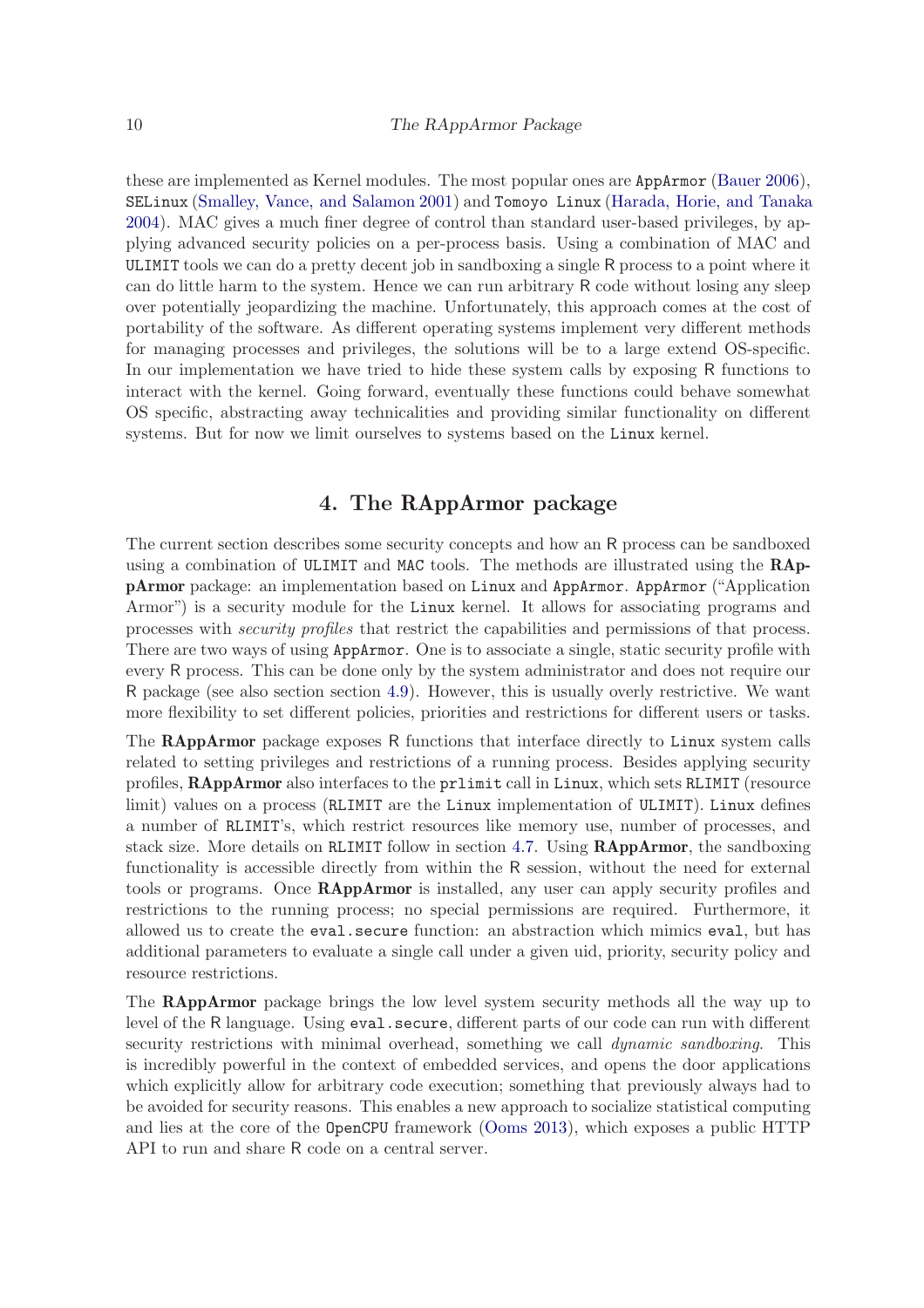these are implemented as Kernel modules. The most popular ones are AppArmor (Bauer 2006), SELinux (Smalley, Vance, and Salamon 2001) and Tomoyo Linux (Harada, Horie, and Tanaka 2004). MAC gives a much finer degree of control than standard user-based privileges, by applying advanced security policies on a per-process basis. Using a combination of MAC and ULIMIT tools we can do a pretty decent job in sandboxing a single R process to a point where it can do little harm to the system. Hence we can run arbitrary R code without losing any sleep over potentially jeopardizing the machine. Unfortunately, this approach comes at the cost of portability of the software. As different operating systems implement very different methods for managing processes and privileges, the solutions will be to a large extend OS-specific. In our implementation we have tried to hide these system calls by exposing R functions to interact with the kernel. Going forward, eventually these functions could behave somewhat OS specific, abstracting away technicalities and providing similar functionality on different systems. But for now we limit ourselves to systems based on the Linux kernel.

# 4. The RAppArmor package

The current section describes some security concepts and how an R process can be sandboxed using a combination of ULIMIT and MAC tools. The methods are illustrated using the **RAppArmor** package: an implementation based on Linux and AppArmor. AppArmor ("Application Armor") is a security module for the Linux kernel. It allows for associating programs and processes with *security profiles* that restrict the capabilities and permissions of that process. There are two ways of using AppArmor. One is to associate a single, static security profile with every R process. This can be done only by the system administrator and does not require our R package (see also section section 4.9). However, this is usually overly restrictive. We want more flexibility to set different policies, priorities and restrictions for different users or tasks.

The **RAppArmor** package exposes R functions that interface directly to Linux system calls related to setting privileges and restrictions of a running process. Besides applying security profiles, **RAppArmor** also interfaces to the prlimit call in Linux, which sets RLIMIT (resource limit) values on a process (RLIMIT are the Linux implementation of ULIMIT). Linux defines a number of RLIMIT's, which restrict resources like memory use, number of processes, and stack size. More details on RLIMIT follow in section 4.7. Using **RAppArmor**, the sandboxing functionality is accessible directly from within the R session, without the need for external tools or programs. Once **RAppArmor** is installed, any user can apply security profiles and restrictions to the running process; no special permissions are required. Furthermore, it allowed us to create the eval.secure function: an abstraction which mimics eval, but has additional parameters to evaluate a single call under a given uid, priority, security policy and resource restrictions.

The **RAppArmor** package brings the low level system security methods all the way up to level of the R language. Using eval.secure, different parts of our code can run with different security restrictions with minimal overhead, something we call *dynamic sandboxing*. This is incredibly powerful in the context of embedded services, and opens the door applications which explicitly allow for arbitrary code execution; something that previously always had to be avoided for security reasons. This enables a new approach to socialize statistical computing and lies at the core of the OpenCPU framework (Ooms 2013), which exposes a public HTTP API to run and share R code on a central server.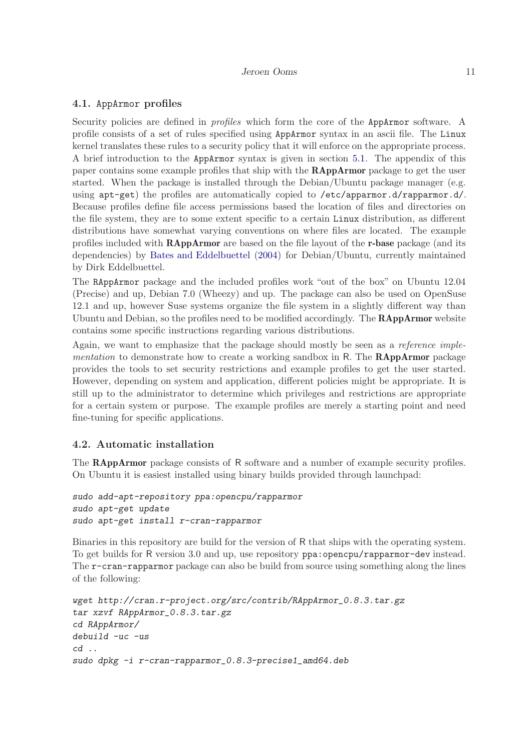### 4.1. AppArmor profiles

Security policies are defined in *profiles* which form the core of the AppArmor software. A profile consists of a set of rules specified using AppArmor syntax in an ascii file. The Linux kernel translates these rules to a security policy that it will enforce on the appropriate process. A brief introduction to the AppArmor syntax is given in section 5.1. The appendix of this paper contains some example profiles that ship with the **RAppArmor** package to get the user started. When the package is installed through the Debian/Ubuntu package manager (e.g. using apt-get) the profiles are automatically copied to /etc/apparmor.d/rapparmor.d/. Because profiles define file access permissions based the location of files and directories on the file system, they are to some extent specific to a certain Linux distribution, as different distributions have somewhat varying conventions on where files are located. The example profiles included with **RAppArmor** are based on the file layout of the **r-base** package (and its dependencies) by Bates and Eddelbuettel (2004) for Debian/Ubuntu, currently maintained by Dirk Eddelbuettel.

The RAppArmor package and the included profiles work "out of the box" on Ubuntu 12.04 (Precise) and up, Debian 7.0 (Wheezy) and up. The package can also be used on OpenSuse 12.1 and up, however Suse systems organize the file system in a slightly different way than Ubuntu and Debian, so the profiles need to be modified accordingly. The **RAppArmor** website contains some specific instructions regarding various distributions.

Again, we want to emphasize that the package should mostly be seen as a *reference implementation* to demonstrate how to create a working sandbox in R. The **RAppArmor** package provides the tools to set security restrictions and example profiles to get the user started. However, depending on system and application, different policies might be appropriate. It is still up to the administrator to determine which privileges and restrictions are appropriate for a certain system or purpose. The example profiles are merely a starting point and need fine-tuning for specific applications.

### 4.2. Automatic installation

The **RAppArmor** package consists of R software and a number of example security profiles. On Ubuntu it is easiest installed using binary builds provided through launchpad:

```
sudo add-apt-repository ppa:opencpu/rapparmor
sudo apt-get update
sudo apt-get install r-cran-rapparmor
```

Binaries in this repository are build for the version of R that ships with the operating system. To get builds for R version 3.0 and up, use repository ppa:opencpu/rapparmor-dev instead. The r-cran-rapparmor package can also be build from source using something along the lines of the following:

```
wget http://cran.r-project.org/src/contrib/RAppArmor_0.8.3.tar.gz
tar xzvf RAppArmor_0.8.3.tar.gz
cd RAppArmor/
debuild -uc -us
cd ..
sudo dpkg -i r-cran-rapparmor_0.8.3-precise1_amd64.deb
```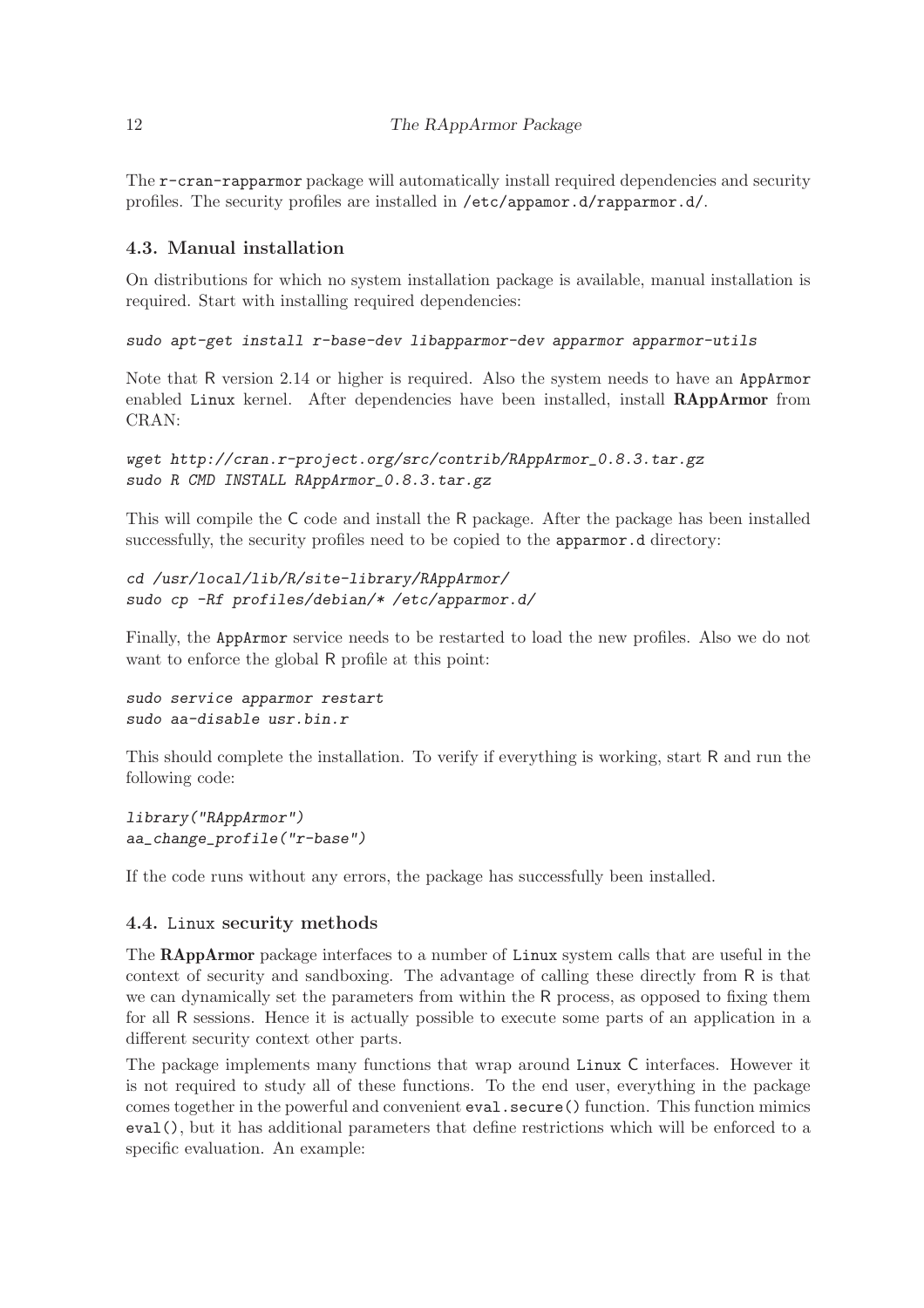The `r-cran-rapparmor` package will automatically install required dependencies and security profiles. The security profiles are installed in `/etc/appamor.d/rapparmor.d/`.

### 4.3. Manual installation

On distributions for which no system installation package is available, manual installation is required. Start with installing required dependencies:

```
sudo apt-get install r-base-dev libapparmor-dev apparmor apparmor-utils
```

Note that R version 2.14 or higher is required. Also the system needs to have an AppArmor enabled Linux kernel. After dependencies have been installed, install **RAppArmor** from CRAN:

```
wget http://cran.r-project.org/src/contrib/RAppArmor_0.8.3.tar.gz
sudo R CMD INSTALL RAppArmor_0.8.3.tar.gz
```

This will compile the C code and install the R package. After the package has been installed successfully, the security profiles need to be copied to the `apparmor.d` directory:

```
cd /usr/local/lib/R/site-library/RAppArmor/
sudo cp -Rf profiles/debian/* /etc/apparmor.d/
```

Finally, the AppArmor service needs to be restarted to load the new profiles. Also we do not want to enforce the global R profile at this point:

```
sudo service apparmor restart
sudo aa-disable usr.bin.r
```

This should complete the installation. To verify if everything is working, start R and run the following code:

```
library("RAppArmor")
aa_change_profile("r-base")
```

If the code runs without any errors, the package has successfully been installed.

### 4.4. Linux security methods

The **RAppArmor** package interfaces to a number of Linux system calls that are useful in the context of security and sandboxing. The advantage of calling these directly from R is that we can dynamically set the parameters from within the R process, as opposed to fixing them for all R sessions. Hence it is actually possible to execute some parts of an application in a different security context other parts.

The package implements many functions that wrap around Linux C interfaces. However it is not required to study all of these functions. To the end user, everything in the package comes together in the powerful and convenient `eval.secure()` function. This function mimics `eval()`, but it has additional parameters that define restrictions which will be enforced to a specific evaluation. An example: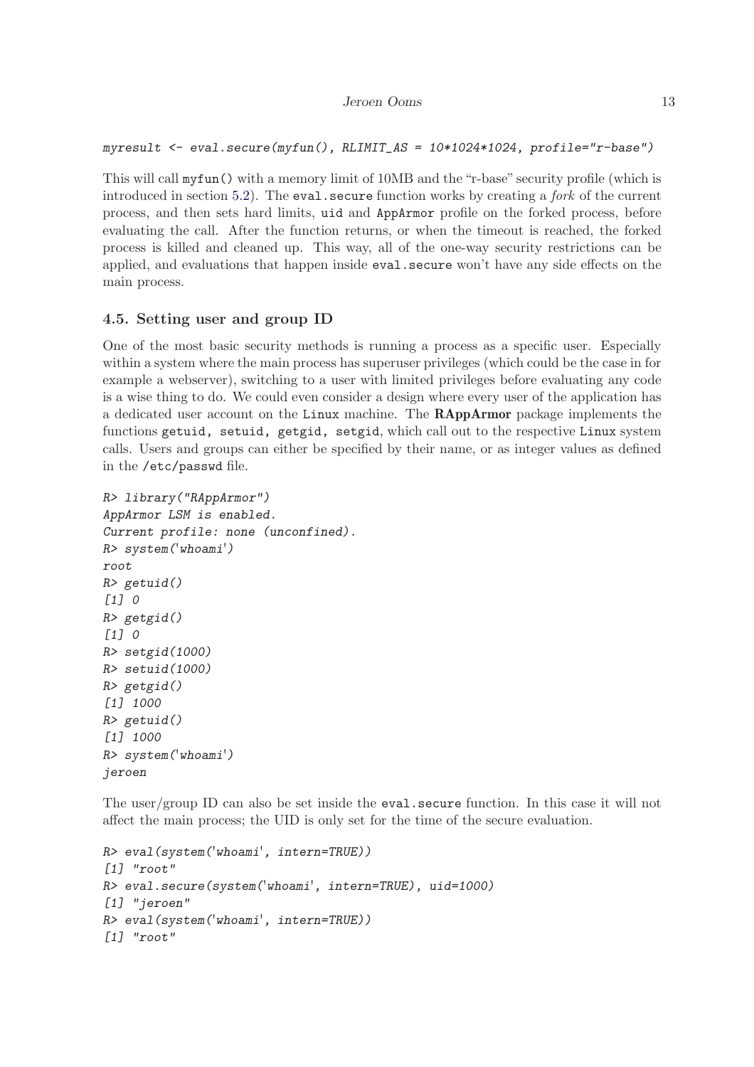```
myresult <- eval.secure(myfun(), RLIMIT_AS = 10*1024*1024, profile="r-base")
```

This will call `myfun()` with a memory limit of 10MB and the "r-base" security profile (which is introduced in section 5.2). The `eval.secure` function works by creating a *fork* of the current process, and then sets hard limits, `uid` and `AppArmor` profile on the forked process, before evaluating the call. After the function returns, or when the timeout is reached, the forked process is killed and cleaned up. This way, all of the one-way security restrictions can be applied, and evaluations that happen inside `eval.secure` won't have any side effects on the main process.

### 4.5. Setting user and group ID

One of the most basic security methods is running a process as a specific user. Especially within a system where the main process has superuser privileges (which could be the case in for example a webserver), switching to a user with limited privileges before evaluating any code is a wise thing to do. We could even consider a design where every user of the application has a dedicated user account on the `Linux` machine. The **RAppArmor** package implements the functions `getuid, setuid, getgid, setgid`, which call out to the respective `Linux` system calls. Users and groups can either be specified by their name, or as integer values as defined in the `/etc/passwd` file.

```
R> library("RAppArmor")
AppArmor LSM is enabled.
Current profile: none (unconfined).
R> system('whoami')
root
R> getuid()
[1] 0
R> getgid()
[1] 0
R> setgid(1000)
R> setuid(1000)
R> getgid()
[1] 1000
R> getuid()
[1] 1000
R> system('whoami')
jeroen
```

The user/group ID can also be set inside the `eval.secure` function. In this case it will not affect the main process; the UID is only set for the time of the secure evaluation.

```
R> eval(system('whoami', intern=TRUE))
[1] "root"
R> eval.secure(system('whoami', intern=TRUE), uid=1000)
[1] "jeroen"
R> eval(system('whoami', intern=TRUE))
[1] "root"
```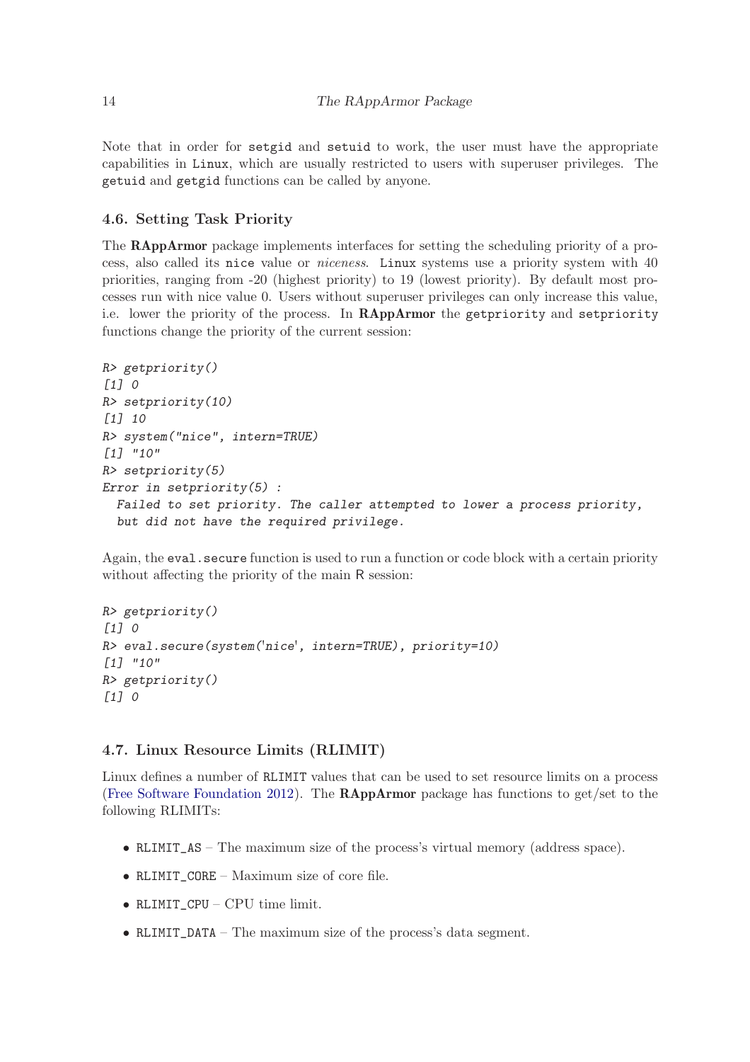Note that in order for setgid and setuid to work, the user must have the appropriate capabilities in Linux, which are usually restricted to users with superuser privileges. The getuid and getgid functions can be called by anyone.

### 4.6. Setting Task Priority

The **RAppArmor** package implements interfaces for setting the scheduling priority of a process, also called its nice value or *niceness*. Linux systems use a priority system with 40 priorities, ranging from -20 (highest priority) to 19 (lowest priority). By default most processes run with nice value 0. Users without superuser privileges can only increase this value, i.e. lower the priority of the process. In **RAppArmor** the getpriority and setpriority functions change the priority of the current session:

```
R> getpriority()
[1] 0
R> setpriority(10)
[1] 10
R> system("nice", intern=TRUE)
[1] "10"
R> setpriority(5)
Error in setpriority(5) :
  Failed to set priority. The caller attempted to lower a process priority,
  but did not have the required privilege.
```

Again, the eval.secure function is used to run a function or code block with a certain priority without affecting the priority of the main R session:

```
R> getpriority()
[1] 0
R> eval.secure(system('nice', intern=TRUE), priority=10)
[1] "10"
R> getpriority()
[1] 0
```

### 4.7. Linux Resource Limits (RLIMIT)

Linux defines a number of RLIMIT values that can be used to set resource limits on a process (Free Software Foundation 2012). The **RAppArmor** package has functions to get/set to the following RLIMITs:

- RLIMIT_AS – The maximum size of the process's virtual memory (address space).
- RLIMIT_CORE – Maximum size of core file.
- RLIMIT_CPU – CPU time limit.
- RLIMIT_DATA – The maximum size of the process's data segment.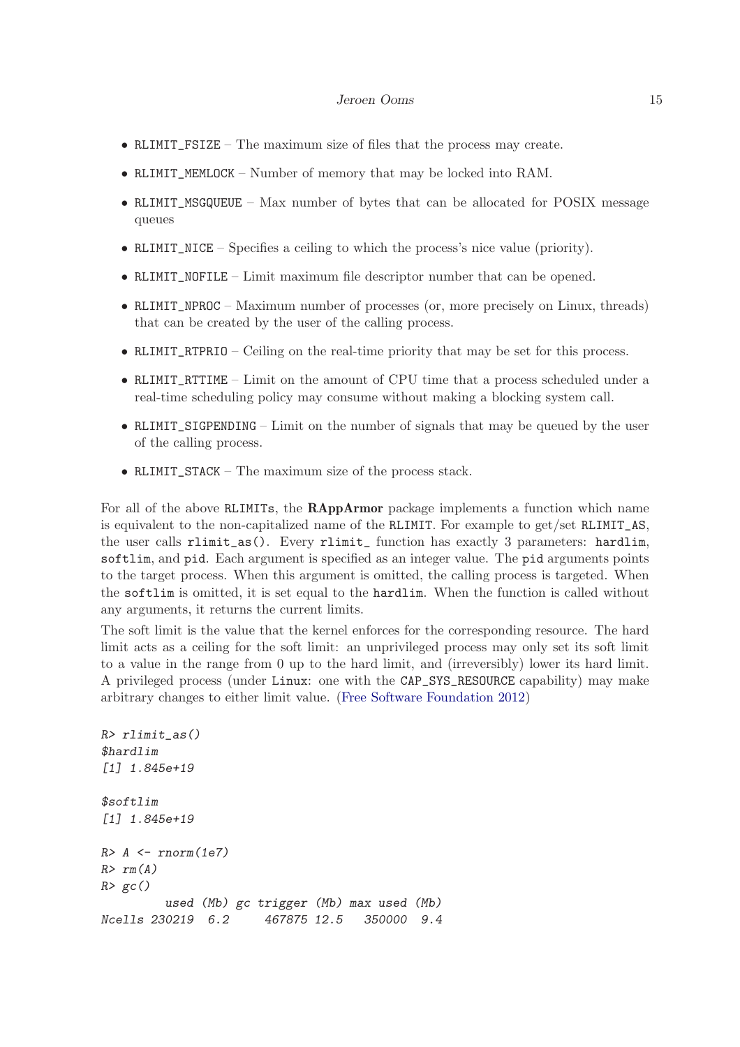- `RLIMIT_FSIZE` – The maximum size of files that the process may create.
- `RLIMIT_MEMLOCK` – Number of memory that may be locked into RAM.
- `RLIMIT_MSGQUEUE` – Max number of bytes that can be allocated for POSIX message queues
- `RLIMIT_NICE` – Specifies a ceiling to which the process's nice value (priority).
- `RLIMIT_NOFILE` – Limit maximum file descriptor number that can be opened.
- `RLIMIT_NPROC` – Maximum number of processes (or, more precisely on Linux, threads) that can be created by the user of the calling process.
- `RLIMIT_RTPRIO` – Ceiling on the real-time priority that may be set for this process.
- `RLIMIT_RTTIME` – Limit on the amount of CPU time that a process scheduled under a real-time scheduling policy may consume without making a blocking system call.
- `RLIMIT_SIGPENDING` – Limit on the number of signals that may be queued by the user of the calling process.
- `RLIMIT_STACK` – The maximum size of the process stack.

For all of the above `RLIMIT`s, the **RAppArmor** package implements a function which name is equivalent to the non-capitalized name of the `RLIMIT`. For example to get/set `RLIMIT_AS`, the user calls `rlimit_as()`. Every `rlimit_` function has exactly 3 parameters: `hardlim`, `softlim`, and `pid`. Each argument is specified as an integer value. The `pid` arguments points to the target process. When this argument is omitted, the calling process is targeted. When the `softlim` is omitted, it is set equal to the `hardlim`. When the function is called without any arguments, it returns the current limits.

The soft limit is the value that the kernel enforces for the corresponding resource. The hard limit acts as a ceiling for the soft limit: an unprivileged process may only set its soft limit to a value in the range from 0 up to the hard limit, and (irreversibly) lower its hard limit. A privileged process (under `Linux`: one with the `CAP_SYS_RESOURCE` capability) may make arbitrary changes to either limit value. (Free Software Foundation 2012)

```
R> rlimit_as()
$hardlim
[1] 1.845e+19

$softlim
[1] 1.845e+19

R> A <- rnorm(1e7)
R> rm(A)
R> gc()
         used (Mb) gc trigger (Mb) max used (Mb)
Ncells 230219  6.2     467875 12.5   350000  9.4
```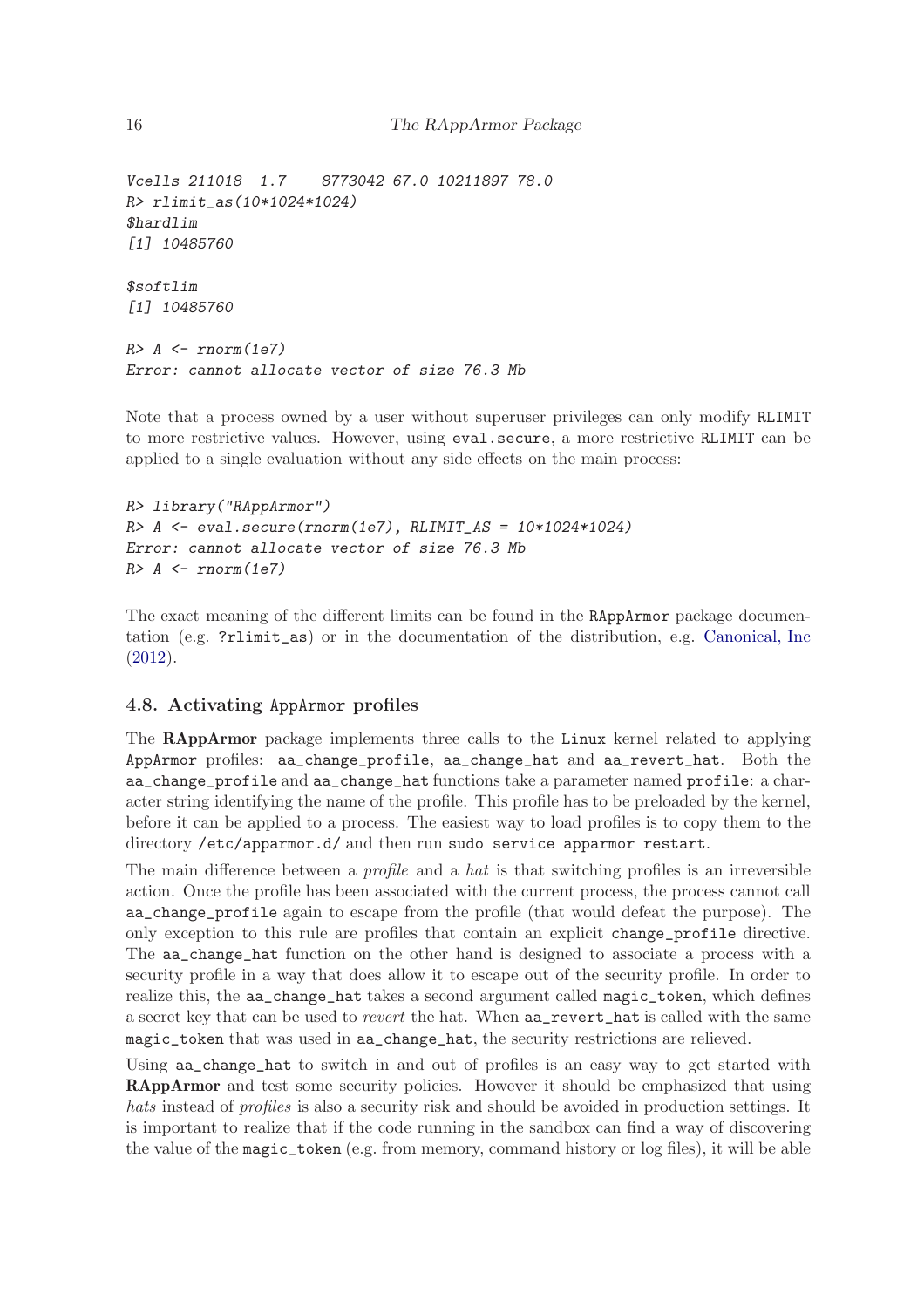```
Vcells 211018  1.7    8773042 67.0 10211897 78.0
R> rlimit_as(10*1024*1024)
$hardlim
[1] 10485760

$softlim
[1] 10485760

R> A <- rnorm(1e7)
Error: cannot allocate vector of size 76.3 Mb
```

Note that a process owned by a user without superuser privileges can only modify `RLIMIT` to more restrictive values. However, using `eval.secure`, a more restrictive `RLIMIT` can be applied to a single evaluation without any side effects on the main process:

```
R> library("RAppArmor")
R> A <- eval.secure(rnorm(1e7), RLIMIT_AS = 10*1024*1024)
Error: cannot allocate vector of size 76.3 Mb
R> A <- rnorm(1e7)
```

The exact meaning of the different limits can be found in the `RAppArmor` package documentation (e.g. `?rlimit_as`) or in the documentation of the distribution, e.g. Canonical, Inc (2012).

### 4.8. Activating AppArmor profiles

The **RAppArmor** package implements three calls to the `Linux` kernel related to applying `AppArmor` profiles: `aa_change_profile`, `aa_change_hat` and `aa_revert_hat`. Both the `aa_change_profile` and `aa_change_hat` functions take a parameter named `profile`: a character string identifying the name of the profile. This profile has to be preloaded by the kernel, before it can be applied to a process. The easiest way to load profiles is to copy them to the directory `/etc/apparmor.d/` and then run `sudo service apparmor restart`.

The main difference between a *profile* and a *hat* is that switching profiles is an irreversible action. Once the profile has been associated with the current process, the process cannot call `aa_change_profile` again to escape from the profile (that would defeat the purpose). The only exception to this rule are profiles that contain an explicit `change_profile` directive. The `aa_change_hat` function on the other hand is designed to associate a process with a security profile in a way that does allow it to escape out of the security profile. In order to realize this, the `aa_change_hat` takes a second argument called `magic_token`, which defines a secret key that can be used to *revert* the hat. When `aa_revert_hat` is called with the same `magic_token` that was used in `aa_change_hat`, the security restrictions are relieved.

Using `aa_change_hat` to switch in and out of profiles is an easy way to get started with **RAppArmor** and test some security policies. However it should be emphasized that using *hats* instead of *profiles* is also a security risk and should be avoided in production settings. It is important to realize that if the code running in the sandbox can find a way of discovering the value of the `magic_token` (e.g. from memory, command history or log files), it will be able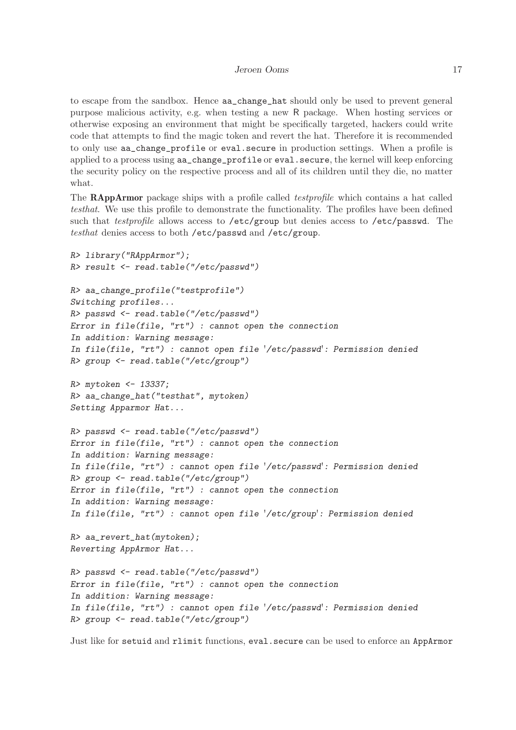to escape from the sandbox. Hence `aa_change_hat` should only be used to prevent general purpose malicious activity, e.g. when testing a new R package. When hosting services or otherwise exposing an environment that might be specifically targeted, hackers could write code that attempts to find the magic token and revert the hat. Therefore it is recommended to only use `aa_change_profile` or `eval.secure` in production settings. When a profile is applied to a process using `aa_change_profile` or `eval.secure`, the kernel will keep enforcing the security policy on the respective process and all of its children until they die, no matter what.

The **RAppArmor** package ships with a profile called *testprofile* which contains a hat called *testhat*. We use this profile to demonstrate the functionality. The profiles have been defined such that *testprofile* allows access to `/etc/group` but denies access to `/etc/passwd`. The *testhat* denies access to both `/etc/passwd` and `/etc/group`.

```
R> library("RAppArmor");
R> result <- read.table("/etc/passwd")

R> aa_change_profile("testprofile")
Switching profiles...
R> passwd <- read.table("/etc/passwd")
Error in file(file, "rt") : cannot open the connection
In addition: Warning message:
In file(file, "rt") : cannot open file '/etc/passwd': Permission denied
R> group <- read.table("/etc/group")

R> mytoken <- 13337;
R> aa_change_hat("testhat", mytoken)
Setting Apparmor Hat...

R> passwd <- read.table("/etc/passwd")
Error in file(file, "rt") : cannot open the connection
In addition: Warning message:
In file(file, "rt") : cannot open file '/etc/passwd': Permission denied
R> group <- read.table("/etc/group")
Error in file(file, "rt") : cannot open the connection
In addition: Warning message:
In file(file, "rt") : cannot open file '/etc/group': Permission denied

R> aa_revert_hat(mytoken);
Reverting AppArmor Hat...

R> passwd <- read.table("/etc/passwd")
Error in file(file, "rt") : cannot open the connection
In addition: Warning message:
In file(file, "rt") : cannot open file '/etc/passwd': Permission denied
R> group <- read.table("/etc/group")
```

Just like for `setuid` and `rlimit` functions, `eval.secure` can be used to enforce an AppArmor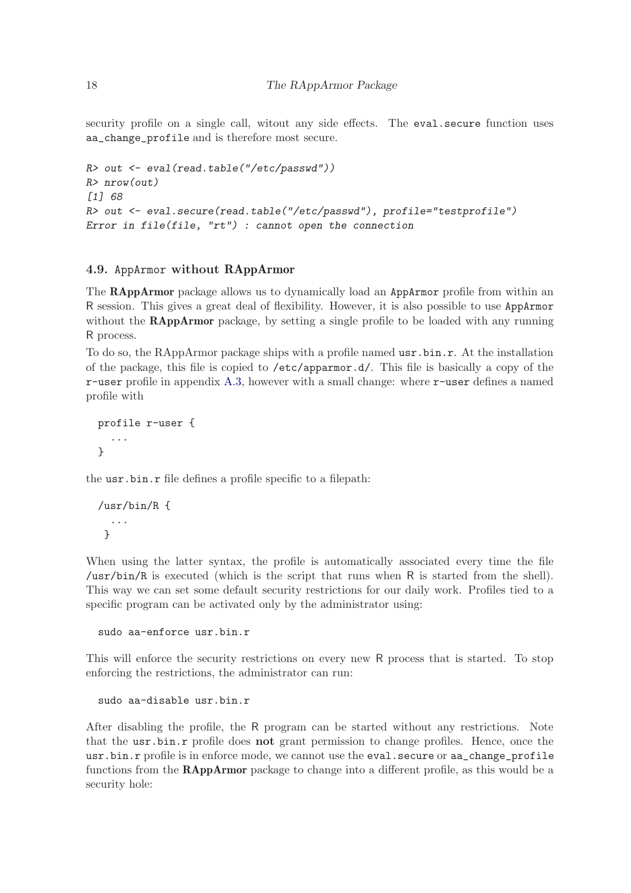security profile on a single call, witout any side effects. The `eval.secure` function uses `aa_change_profile` and is therefore most secure.

```
R> out <- eval(read.table("/etc/passwd"))
R> nrow(out)
[1] 68
R> out <- eval.secure(read.table("/etc/passwd"), profile="testprofile")
Error in file(file, "rt") : cannot open the connection
```

### 4.9. AppArmor without RAppArmor

The **RAppArmor** package allows us to dynamically load an AppArmor profile from within an R session. This gives a great deal of flexibility. However, it is also possible to use AppArmor without the **RAppArmor** package, by setting a single profile to be loaded with any running R process.

To do so, the RAppArmor package ships with a profile named `usr.bin.r`. At the installation of the package, this file is copied to `/etc/apparmor.d/`. This file is basically a copy of the `r-user` profile in appendix A.3, however with a small change: where `r-user` defines a named profile with

```
profile r-user {
  ...
}
```

the `usr.bin.r` file defines a profile specific to a filepath:

```
/usr/bin/R {
  ...
 }
```

When using the latter syntax, the profile is automatically associated every time the file `/usr/bin/R` is executed (which is the script that runs when R is started from the shell). This way we can set some default security restrictions for our daily work. Profiles tied to a specific program can be activated only by the administrator using:

```
sudo aa-enforce usr.bin.r
```

This will enforce the security restrictions on every new R process that is started. To stop enforcing the restrictions, the administrator can run:

```
sudo aa-disable usr.bin.r
```

After disabling the profile, the R program can be started without any restrictions. Note that the `usr.bin.r` profile does **not** grant permission to change profiles. Hence, once the `usr.bin.r` profile is in enforce mode, we cannot use the `eval.secure` or `aa_change_profile` functions from the **RAppArmor** package to change into a different profile, as this would be a security hole: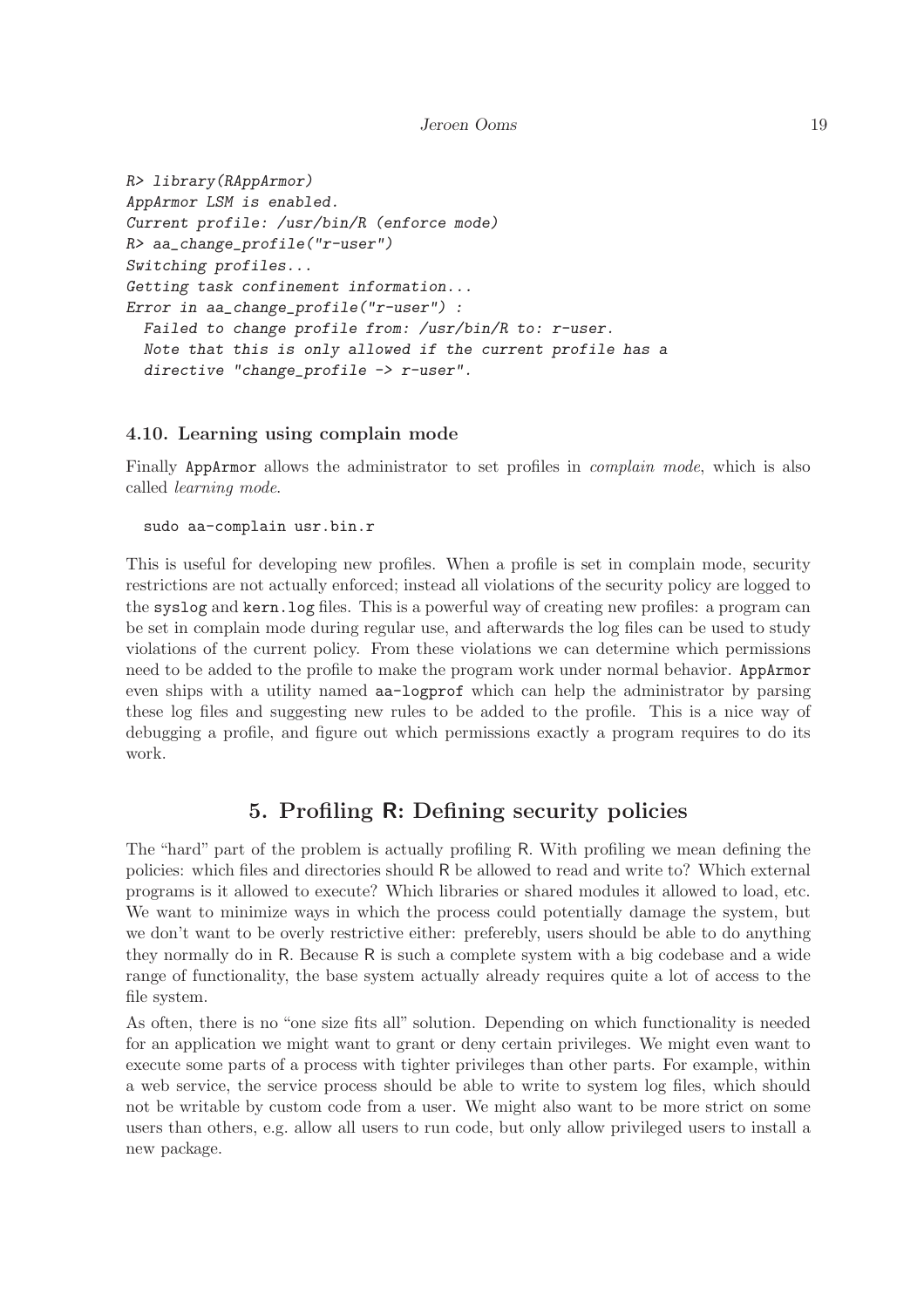```
R> library(RAppArmor)
AppArmor LSM is enabled.
Current profile: /usr/bin/R (enforce mode)
R> aa_change_profile("r-user")
Switching profiles...
Getting task confinement information...
Error in aa_change_profile("r-user") :
  Failed to change profile from: /usr/bin/R to: r-user.
  Note that this is only allowed if the current profile has a
  directive "change_profile -> r-user".
```

### 4.10. Learning using complain mode

Finally AppArmor allows the administrator to set profiles in *complain mode*, which is also called *learning mode*.

```
sudo aa-complain usr.bin.r
```

This is useful for developing new profiles. When a profile is set in complain mode, security restrictions are not actually enforced; instead all violations of the security policy are logged to the syslog and kern.log files. This is a powerful way of creating new profiles: a program can be set in complain mode during regular use, and afterwards the log files can be used to study violations of the current policy. From these violations we can determine which permissions need to be added to the profile to make the program work under normal behavior. AppArmor even ships with a utility named aa-logprof which can help the administrator by parsing these log files and suggesting new rules to be added to the profile. This is a nice way of debugging a profile, and figure out which permissions exactly a program requires to do its work.

## 5. Profiling R: Defining security policies

The "hard" part of the problem is actually profiling R. With profiling we mean defining the policies: which files and directories should R be allowed to read and write to? Which external programs is it allowed to execute? Which libraries or shared modules it allowed to load, etc. We want to minimize ways in which the process could potentially damage the system, but we don't want to be overly restrictive either: preferebly, users should be able to do anything they normally do in R. Because R is such a complete system with a big codebase and a wide range of functionality, the base system actually already requires quite a lot of access to the file system.

As often, there is no "one size fits all" solution. Depending on which functionality is needed for an application we might want to grant or deny certain privileges. We might even want to execute some parts of a process with tighter privileges than other parts. For example, within a web service, the service process should be able to write to system log files, which should not be writable by custom code from a user. We might also want to be more strict on some users than others, e.g. allow all users to run code, but only allow privileged users to install a new package.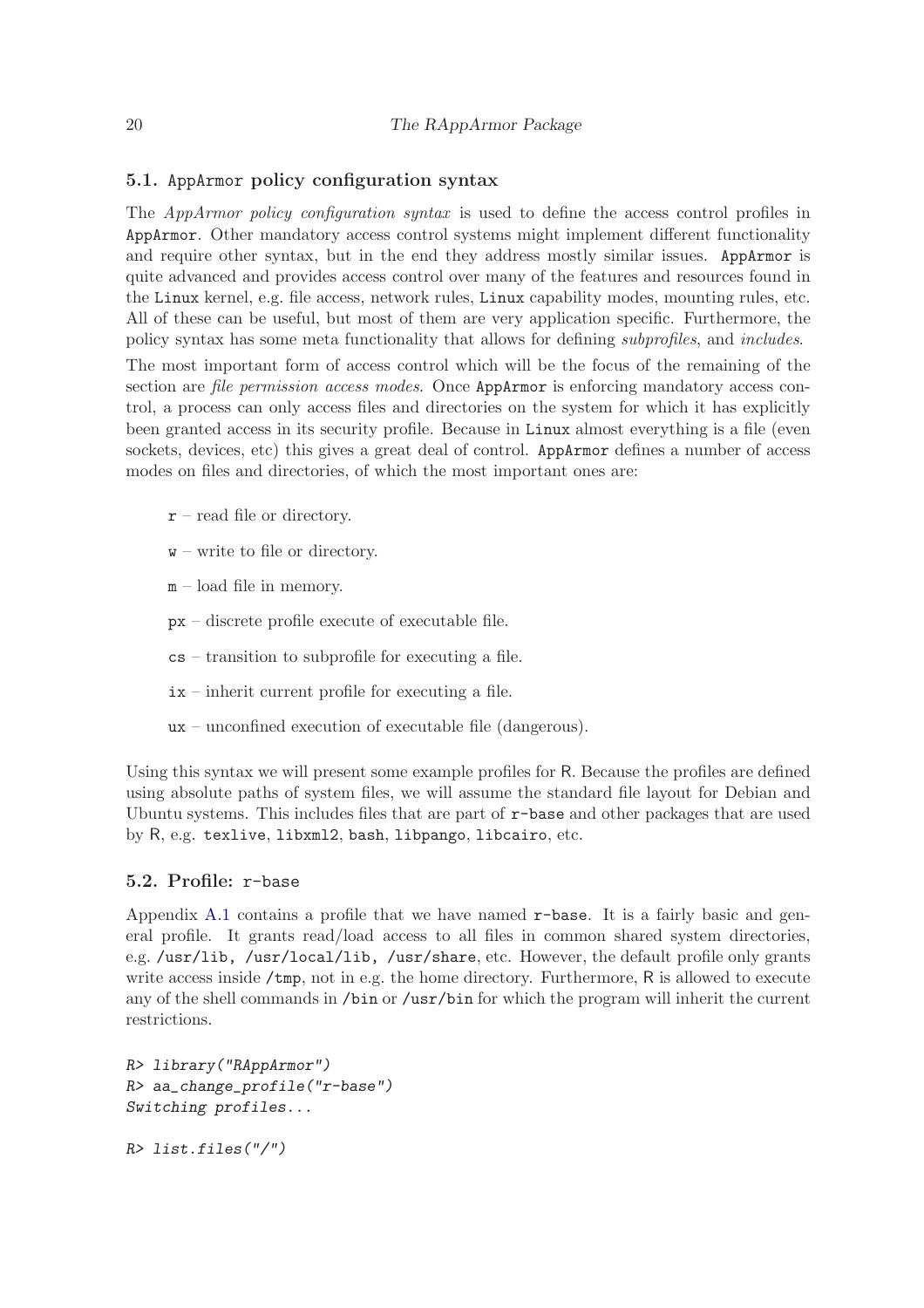### 5.1. AppArmor policy configuration syntax

The *AppArmor policy configuration syntax* is used to define the access control profiles in AppArmor. Other mandatory access control systems might implement different functionality and require other syntax, but in the end they address mostly similar issues. AppArmor is quite advanced and provides access control over many of the features and resources found in the Linux kernel, e.g. file access, network rules, Linux capability modes, mounting rules, etc. All of these can be useful, but most of them are very application specific. Furthermore, the policy syntax has some meta functionality that allows for defining *subprofiles*, and *includes*.

The most important form of access control which will be the focus of the remaining of the section are *file permission access modes*. Once AppArmor is enforcing mandatory access control, a process can only access files and directories on the system for which it has explicitly been granted access in its security profile. Because in Linux almost everything is a file (even sockets, devices, etc) this gives a great deal of control. AppArmor defines a number of access modes on files and directories, of which the most important ones are:

- `r` – read file or directory.
- `w` – write to file or directory.
- `m` – load file in memory.
- `px` – discrete profile execute of executable file.
- `cs` – transition to subprofile for executing a file.
- `ix` – inherit current profile for executing a file.
- `ux` – unconfined execution of executable file (dangerous).

Using this syntax we will present some example profiles for R. Because the profiles are defined using absolute paths of system files, we will assume the standard file layout for Debian and Ubuntu systems. This includes files that are part of `r-base` and other packages that are used by R, e.g. `texlive`, `libxml2`, `bash`, `libpango`, `libcairo`, etc.

### 5.2. Profile: r-base

Appendix A.1 contains a profile that we have named `r-base`. It is a fairly basic and general profile. It grants read/load access to all files in common shared system directories, e.g. `/usr/lib, /usr/local/lib, /usr/share`, etc. However, the default profile only grants write access inside `/tmp`, not in e.g. the home directory. Furthermore, R is allowed to execute any of the shell commands in `/bin` or `/usr/bin` for which the program will inherit the current restrictions.

```
R> library("RAppArmor")
R> aa_change_profile("r-base")
Switching profiles...

R> list.files("/")
```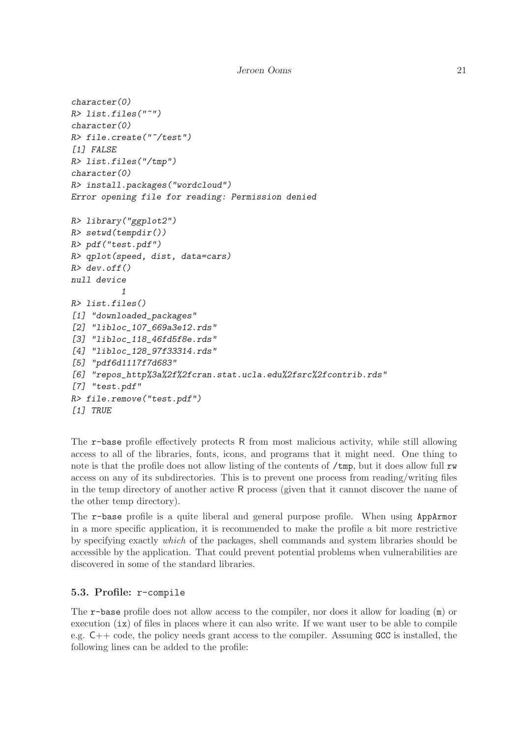```
character(0)
R> list.files("~")
character(0)
R> file.create("~/test")
[1] FALSE
R> list.files("/tmp")
character(0)
R> install.packages("wordcloud")
Error opening file for reading: Permission denied

R> library("ggplot2")
R> setwd(tempdir())
R> pdf("test.pdf")
R> qplot(speed, dist, data=cars)
R> dev.off()
null device
          1
R> list.files()
[1] "downloaded_packages"
[2] "libloc_107_669a3e12.rds"
[3] "libloc_118_46fd5f8e.rds"
[4] "libloc_128_97f33314.rds"
[5] "pdf6d1117f7d683"
[6] "repos_http%3a%2f%2fcran.stat.ucla.edu%2fsrc%2fcontrib.rds"
[7] "test.pdf"
R> file.remove("test.pdf")
[1] TRUE
```

The `r-base` profile effectively protects R from most malicious activity, while still allowing access to all of the libraries, fonts, icons, and programs that it might need. One thing to note is that the profile does not allow listing of the contents of `/tmp`, but it does allow full `rw` access on any of its subdirectories. This is to prevent one process from reading/writing files in the temp directory of another active R process (given that it cannot discover the name of the other temp directory).

The `r-base` profile is a quite liberal and general purpose profile. When using AppArmor in a more specific application, it is recommended to make the profile a bit more restrictive by specifying exactly *which* of the packages, shell commands and system libraries should be accessible by the application. That could prevent potential problems when vulnerabilities are discovered in some of the standard libraries.

### 5.3. Profile: `r-compile`

The `r-base` profile does not allow access to the compiler, nor does it allow for loading (`m`) or execution (`ix`) of files in places where it can also write. If we want user to be able to compile e.g. C++ code, the policy needs grant access to the compiler. Assuming GCC is installed, the following lines can be added to the profile: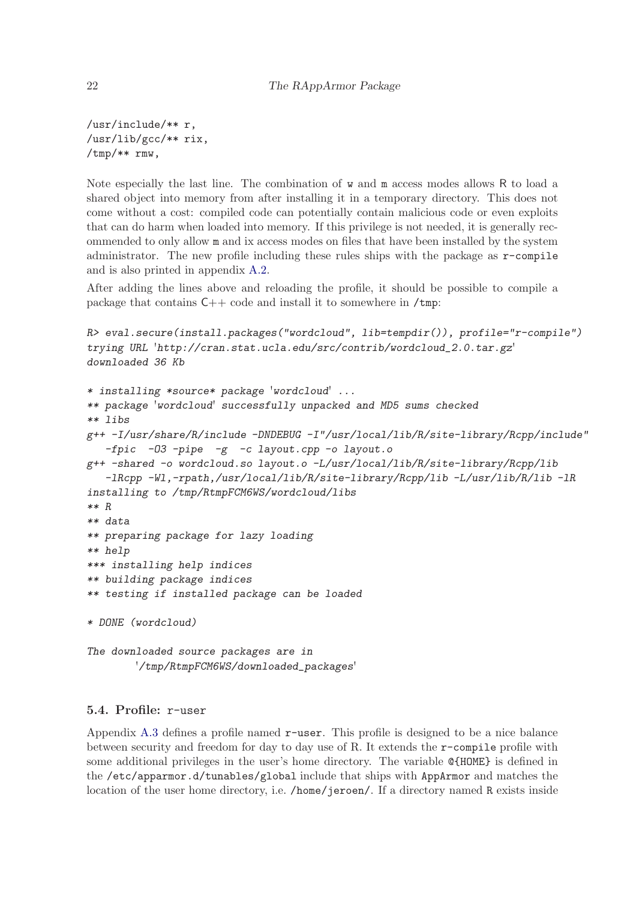```
/usr/include/** r,
/usr/lib/gcc/** rix,
/tmp/** rmw,
```

Note especially the last line. The combination of `w` and `m` access modes allows R to load a shared object into memory from after installing it in a temporary directory. This does not come without a cost: compiled code can potentially contain malicious code or even exploits that can do harm when loaded into memory. If this privilege is not needed, it is generally recommended to only allow `m` and `ix` access modes on files that have been installed by the system administrator. The new profile including these rules ships with the package as `r-compile` and is also printed in appendix A.2.

After adding the lines above and reloading the profile, it should be possible to compile a package that contains C++ code and install it to somewhere in `/tmp`:

```
R> eval.secure(install.packages("wordcloud", lib=tempdir()), profile="r-compile")
trying URL 'http://cran.stat.ucla.edu/src/contrib/wordcloud_2.0.tar.gz'
downloaded 36 Kb

* installing *source* package 'wordcloud' ...
** package 'wordcloud' successfully unpacked and MD5 sums checked
** libs
g++ -I/usr/share/R/include -DNDEBUG -I"/usr/local/lib/R/site-library/Rcpp/include"
   -fpic  -O3 -pipe  -g  -c layout.cpp -o layout.o
g++ -shared -o wordcloud.so layout.o -L/usr/local/lib/R/site-library/Rcpp/lib
   -lRcpp -Wl,-rpath,/usr/local/lib/R/site-library/Rcpp/lib -L/usr/lib/R/lib -lR
installing to /tmp/RtmpFCM6WS/wordcloud/libs
** R
** data
** preparing package for lazy loading
** help
*** installing help indices
** building package indices
** testing if installed package can be loaded

* DONE (wordcloud)

The downloaded source packages are in
        '/tmp/RtmpFCM6WS/downloaded_packages'
```

### 5.4. Profile: `r-user`

Appendix A.3 defines a profile named `r-user`. This profile is designed to be a nice balance between security and freedom for day to day use of R. It extends the `r-compile` profile with some additional privileges in the user's home directory. The variable `@{HOME}` is defined in the `/etc/apparmor.d/tunables/global` include that ships with `AppArmor` and matches the location of the user home directory, i.e. `/home/jeroen/`. If a directory named `R` exists inside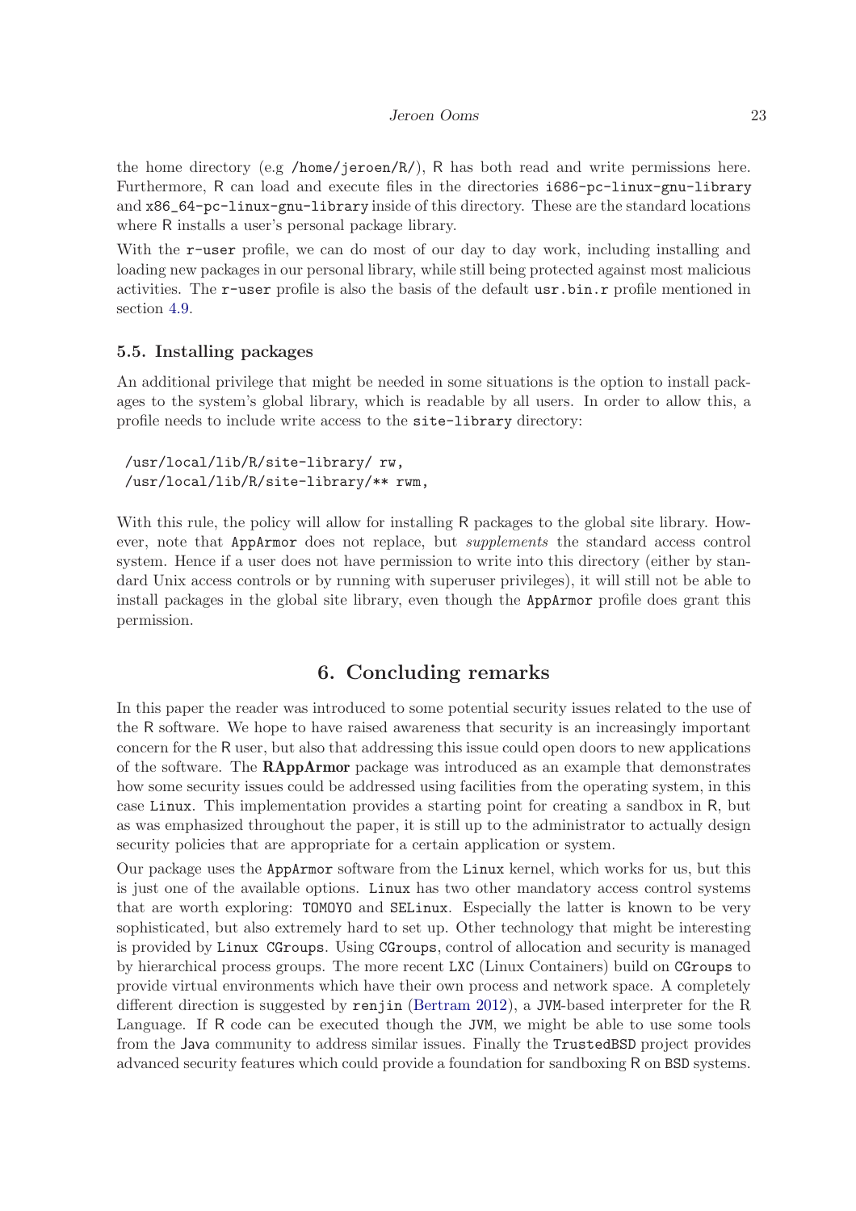the home directory (e.g /home/jeroen/R/), R has both read and write permissions here. Furthermore, R can load and execute files in the directories i686-pc-linux-gnu-library and x86_64-pc-linux-gnu-library inside of this directory. These are the standard locations where R installs a user's personal package library.

With the r-user profile, we can do most of our day to day work, including installing and loading new packages in our personal library, while still being protected against most malicious activities. The r-user profile is also the basis of the default usr.bin.r profile mentioned in section 4.9.

### 5.5. Installing packages

An additional privilege that might be needed in some situations is the option to install packages to the system's global library, which is readable by all users. In order to allow this, a profile needs to include write access to the site-library directory:

```
/usr/local/lib/R/site-library/ rw,
/usr/local/lib/R/site-library/** rwm,
```

With this rule, the policy will allow for installing R packages to the global site library. However, note that AppArmor does not replace, but *supplements* the standard access control system. Hence if a user does not have permission to write into this directory (either by standard Unix access controls or by running with superuser privileges), it will still not be able to install packages in the global site library, even though the AppArmor profile does grant this permission.

## 6. Concluding remarks

In this paper the reader was introduced to some potential security issues related to the use of the R software. We hope to have raised awareness that security is an increasingly important concern for the R user, but also that addressing this issue could open doors to new applications of the software. The **RAppArmor** package was introduced as an example that demonstrates how some security issues could be addressed using facilities from the operating system, in this case Linux. This implementation provides a starting point for creating a sandbox in R, but as was emphasized throughout the paper, it is still up to the administrator to actually design security policies that are appropriate for a certain application or system.

Our package uses the AppArmor software from the Linux kernel, which works for us, but this is just one of the available options. Linux has two other mandatory access control systems that are worth exploring: TOMOYO and SELinux. Especially the latter is known to be very sophisticated, but also extremely hard to set up. Other technology that might be interesting is provided by Linux CGroups. Using CGroups, control of allocation and security is managed by hierarchical process groups. The more recent LXC (Linux Containers) build on CGroups to provide virtual environments which have their own process and network space. A completely different direction is suggested by renjin (Bertram 2012), a JVM-based interpreter for the R Language. If R code can be executed though the JVM, we might be able to use some tools from the Java community to address similar issues. Finally the TrustedBSD project provides advanced security features which could provide a foundation for sandboxing R on BSD systems.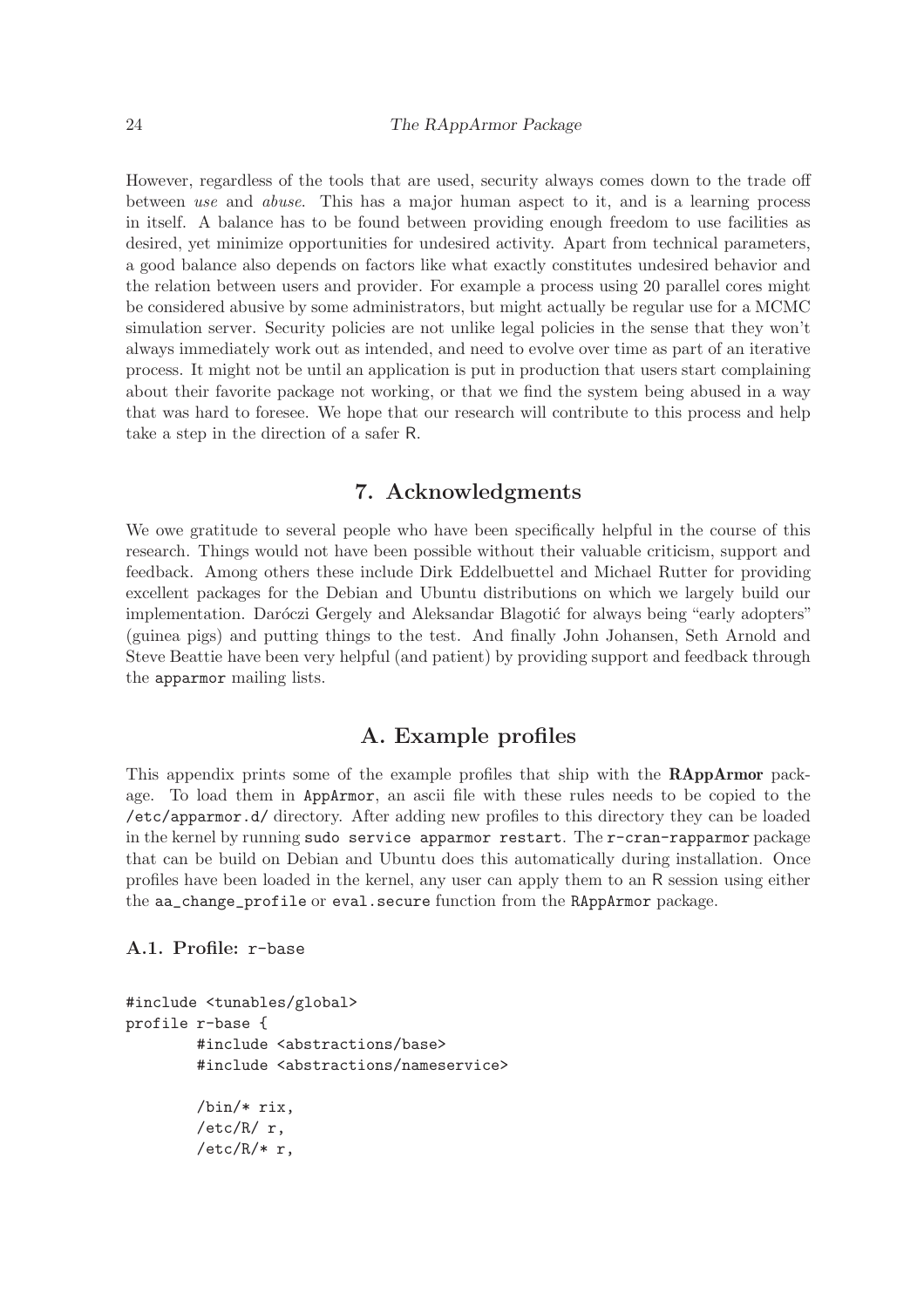However, regardless of the tools that are used, security always comes down to the trade off between *use* and *abuse*. This has a major human aspect to it, and is a learning process in itself. A balance has to be found between providing enough freedom to use facilities as desired, yet minimize opportunities for undesired activity. Apart from technical parameters, a good balance also depends on factors like what exactly constitutes undesired behavior and the relation between users and provider. For example a process using 20 parallel cores might be considered abusive by some administrators, but might actually be regular use for a MCMC simulation server. Security policies are not unlike legal policies in the sense that they won't always immediately work out as intended, and need to evolve over time as part of an iterative process. It might not be until an application is put in production that users start complaining about their favorite package not working, or that we find the system being abused in a way that was hard to foresee. We hope that our research will contribute to this process and help take a step in the direction of a safer R.

## 7. Acknowledgments

We owe gratitude to several people who have been specifically helpful in the course of this research. Things would not have been possible without their valuable criticism, support and feedback. Among others these include Dirk Eddelbuettel and Michael Rutter for providing excellent packages for the Debian and Ubuntu distributions on which we largely build our implementation. Daróczi Gergely and Aleksandar Blagotić for always being "early adopters" (guinea pigs) and putting things to the test. And finally John Johansen, Seth Arnold and Steve Beattie have been very helpful (and patient) by providing support and feedback through the `apparmor` mailing lists.

## A. Example profiles

This appendix prints some of the example profiles that ship with the **RAppArmor** package. To load them in `AppArmor`, an ascii file with these rules needs to be copied to the `/etc/apparmor.d/` directory. After adding new profiles to this directory they can be loaded in the kernel by running `sudo service apparmor restart`. The `r-cran-rapparmor` package that can be build on Debian and Ubuntu does this automatically during installation. Once profiles have been loaded in the kernel, any user can apply them to an R session using either the `aa_change_profile` or `eval.secure` function from the `RAppArmor` package.

### A.1. Profile: `r-base`

```
#include <tunables/global>
profile r-base {
        #include <abstractions/base>
        #include <abstractions/nameservice>

        /bin/* rix,
        /etc/R/ r,
        /etc/R/* r,
```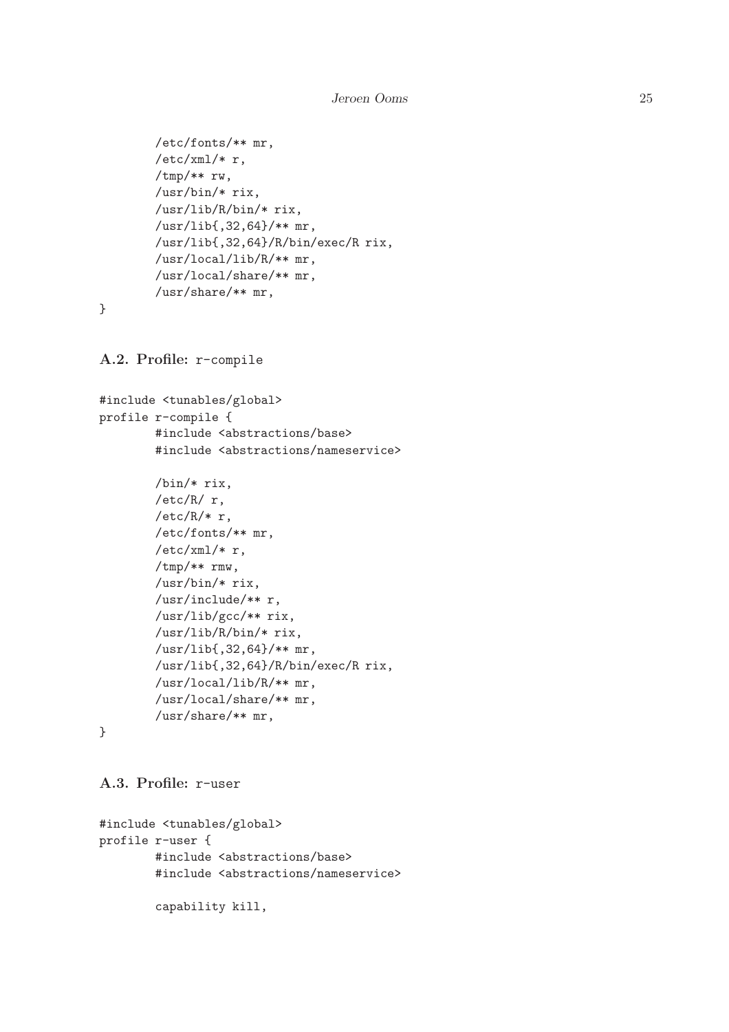```
        /etc/fonts/** mr,
        /etc/xml/* r,
        /tmp/** rw,
        /usr/bin/* rix,
        /usr/lib/R/bin/* rix,
        /usr/lib{,32,64}/** mr,
        /usr/lib{,32,64}/R/bin/exec/R rix,
        /usr/local/lib/R/** mr,
        /usr/local/share/** mr,
        /usr/share/** mr,
}
```

### A.2. Profile: `r-compile`

```
#include <tunables/global>
profile r-compile {
        #include <abstractions/base>
        #include <abstractions/nameservice>

        /bin/* rix,
        /etc/R/ r,
        /etc/R/* r,
        /etc/fonts/** mr,
        /etc/xml/* r,
        /tmp/** rmw,
        /usr/bin/* rix,
        /usr/include/** r,
        /usr/lib/gcc/** rix,
        /usr/lib/R/bin/* rix,
        /usr/lib{,32,64}/** mr,
        /usr/lib{,32,64}/R/bin/exec/R rix,
        /usr/local/lib/R/** mr,
        /usr/local/share/** mr,
        /usr/share/** mr,
}
```

### A.3. Profile: `r-user`

```
#include <tunables/global>
profile r-user {
        #include <abstractions/base>
        #include <abstractions/nameservice>

        capability kill,
```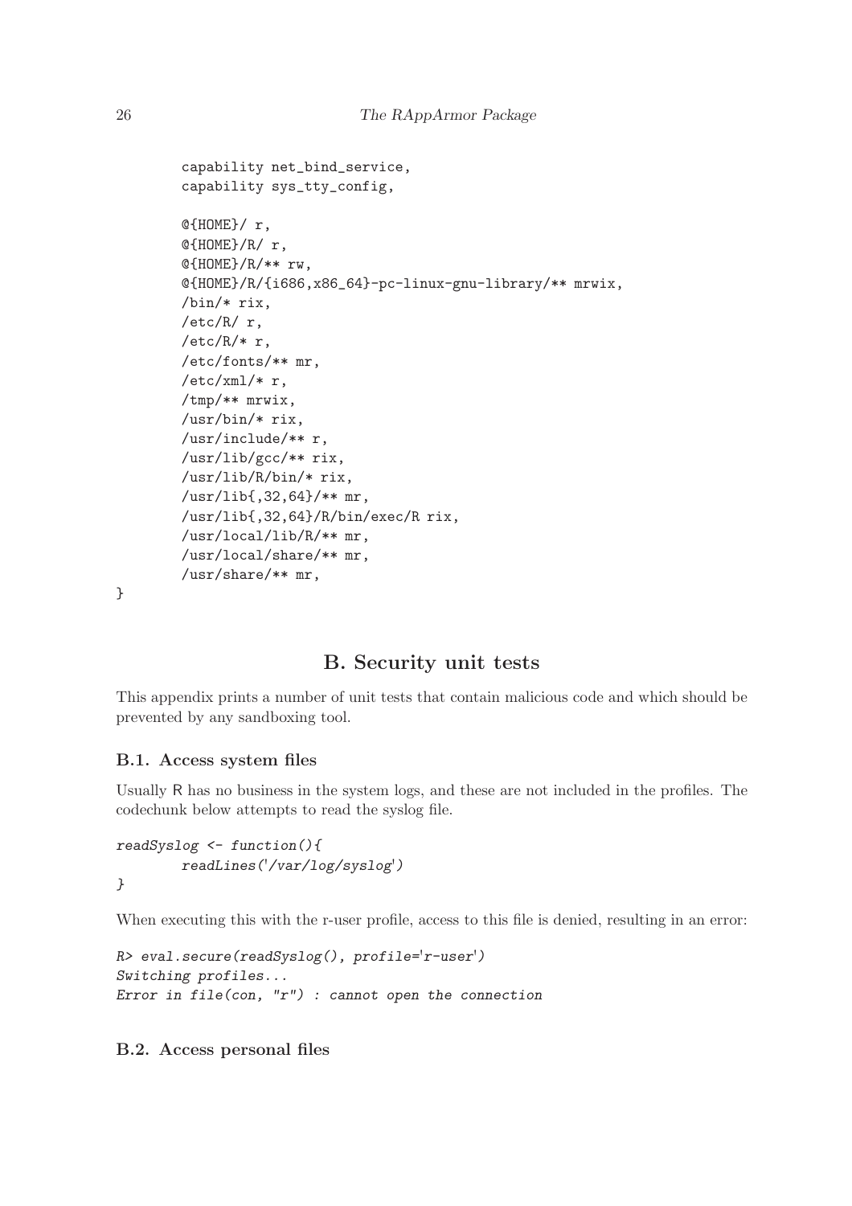```
        capability net_bind_service,
        capability sys_tty_config,

        @{HOME}/ r,
        @{HOME}/R/ r,
        @{HOME}/R/** rw,
        @{HOME}/R/{i686,x86_64}-pc-linux-gnu-library/** mrwix,
        /bin/* rix,
        /etc/R/ r,
        /etc/R/* r,
        /etc/fonts/** mr,
        /etc/xml/* r,
        /tmp/** mrwix,
        /usr/bin/* rix,
        /usr/include/** r,
        /usr/lib/gcc/** rix,
        /usr/lib/R/bin/* rix,
        /usr/lib{,32,64}/** mr,
        /usr/lib{,32,64}/R/bin/exec/R rix,
        /usr/local/lib/R/** mr,
        /usr/local/share/** mr,
        /usr/share/** mr,
}
```

## B. Security unit tests

This appendix prints a number of unit tests that contain malicious code and which should be prevented by any sandboxing tool.

### B.1. Access system files

Usually R has no business in the system logs, and these are not included in the profiles. The codechunk below attempts to read the syslog file.

```
readSyslog <- function(){
        readLines('/var/log/syslog')
}
```

When executing this with the r-user profile, access to this file is denied, resulting in an error:

```
R> eval.secure(readSyslog(), profile='r-user')
Switching profiles...
Error in file(con, "r") : cannot open the connection
```

### B.2. Access personal files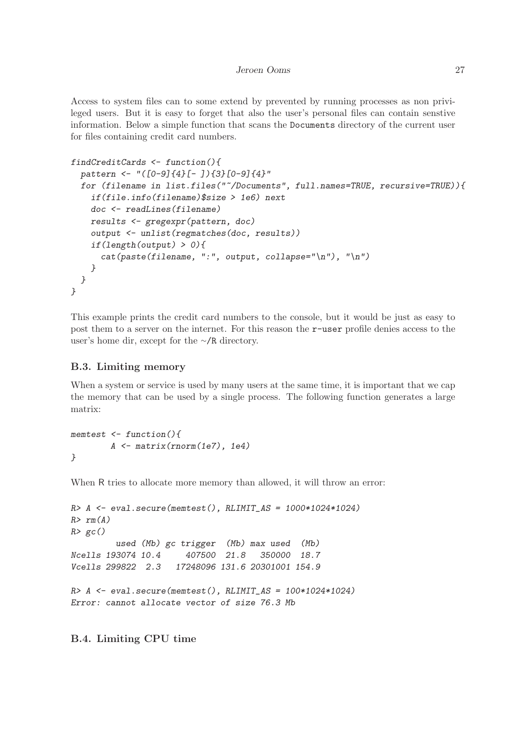Access to system files can to some extend by prevented by running processes as non privileged users. But it is easy to forget that also the user's personal files can contain senstive information. Below a simple function that scans the `Documents` directory of the current user for files containing credit card numbers.

```
findCreditCards <- function(){
  pattern <- "([0-9]{4}[- ]){3}[0-9]{4}"
  for (filename in list.files("~/Documents", full.names=TRUE, recursive=TRUE)){
    if(file.info(filename)$size > 1e6) next
    doc <- readLines(filename)
    results <- gregexpr(pattern, doc)
    output <- unlist(regmatches(doc, results))
    if(length(output) > 0){
      cat(paste(filename, ":", output, collapse="\n"), "\n")
    }
  }
}
```

This example prints the credit card numbers to the console, but it would be just as easy to post them to a server on the internet. For this reason the `r-user` profile denies access to the user's home dir, except for the `~/R` directory.

### B.3. Limiting memory

When a system or service is used by many users at the same time, it is important that we cap the memory that can be used by a single process. The following function generates a large matrix:

```
memtest <- function(){
        A <- matrix(rnorm(1e7), 1e4)
}
```

When R tries to allocate more memory than allowed, it will throw an error:

```
R> A <- eval.secure(memtest(), RLIMIT_AS = 1000*1024*1024)
R> rm(A)
R> gc()
         used (Mb) gc trigger  (Mb) max used  (Mb)
Ncells 193074 10.4     407500  21.8   350000  18.7
Vcells 299822  2.3   17248096 131.6 20301001 154.9

R> A <- eval.secure(memtest(), RLIMIT_AS = 100*1024*1024)
Error: cannot allocate vector of size 76.3 Mb
```

### B.4. Limiting CPU time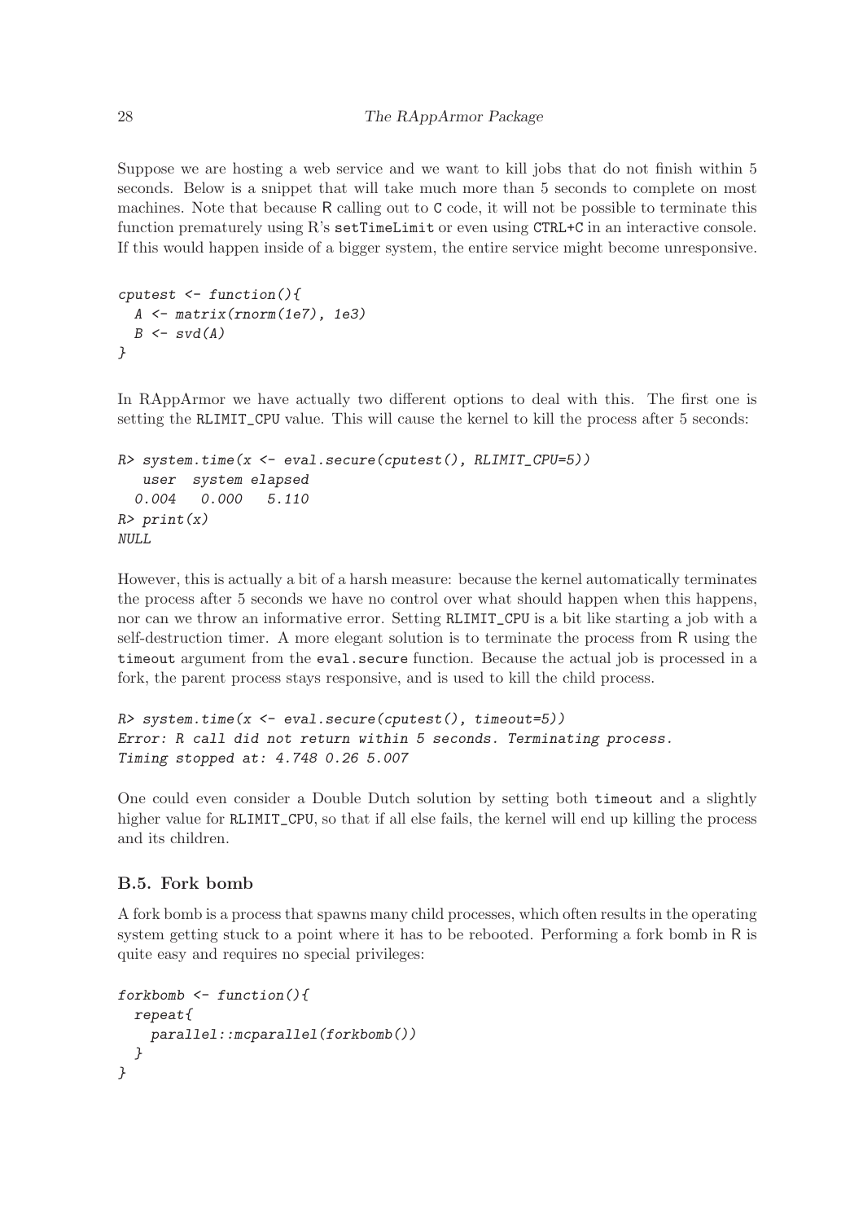Suppose we are hosting a web service and we want to kill jobs that do not finish within 5 seconds. Below is a snippet that will take much more than 5 seconds to complete on most machines. Note that because R calling out to C code, it will not be possible to terminate this function prematurely using R's `setTimeLimit` or even using CTRL+C in an interactive console. If this would happen inside of a bigger system, the entire service might become unresponsive.

```
cputest <- function(){
  A <- matrix(rnorm(1e7), 1e3)
  B <- svd(A)
}
```

In RAppArmor we have actually two different options to deal with this. The first one is setting the `RLIMIT_CPU` value. This will cause the kernel to kill the process after 5 seconds:

```
R> system.time(x <- eval.secure(cputest(), RLIMIT_CPU=5))
   user  system elapsed
  0.004   0.000   5.110
R> print(x)
NULL
```

However, this is actually a bit of a harsh measure: because the kernel automatically terminates the process after 5 seconds we have no control over what should happen when this happens, nor can we throw an informative error. Setting `RLIMIT_CPU` is a bit like starting a job with a self-destruction timer. A more elegant solution is to terminate the process from R using the `timeout` argument from the `eval.secure` function. Because the actual job is processed in a fork, the parent process stays responsive, and is used to kill the child process.

```
R> system.time(x <- eval.secure(cputest(), timeout=5))
Error: R call did not return within 5 seconds. Terminating process.
Timing stopped at: 4.748 0.26 5.007
```

One could even consider a Double Dutch solution by setting both `timeout` and a slightly higher value for `RLIMIT_CPU`, so that if all else fails, the kernel will end up killing the process and its children.

### B.5. Fork bomb

A fork bomb is a process that spawns many child processes, which often results in the operating system getting stuck to a point where it has to be rebooted. Performing a fork bomb in R is quite easy and requires no special privileges:

```
forkbomb <- function(){
  repeat{
    parallel::mcparallel(forkbomb())
  }
}
```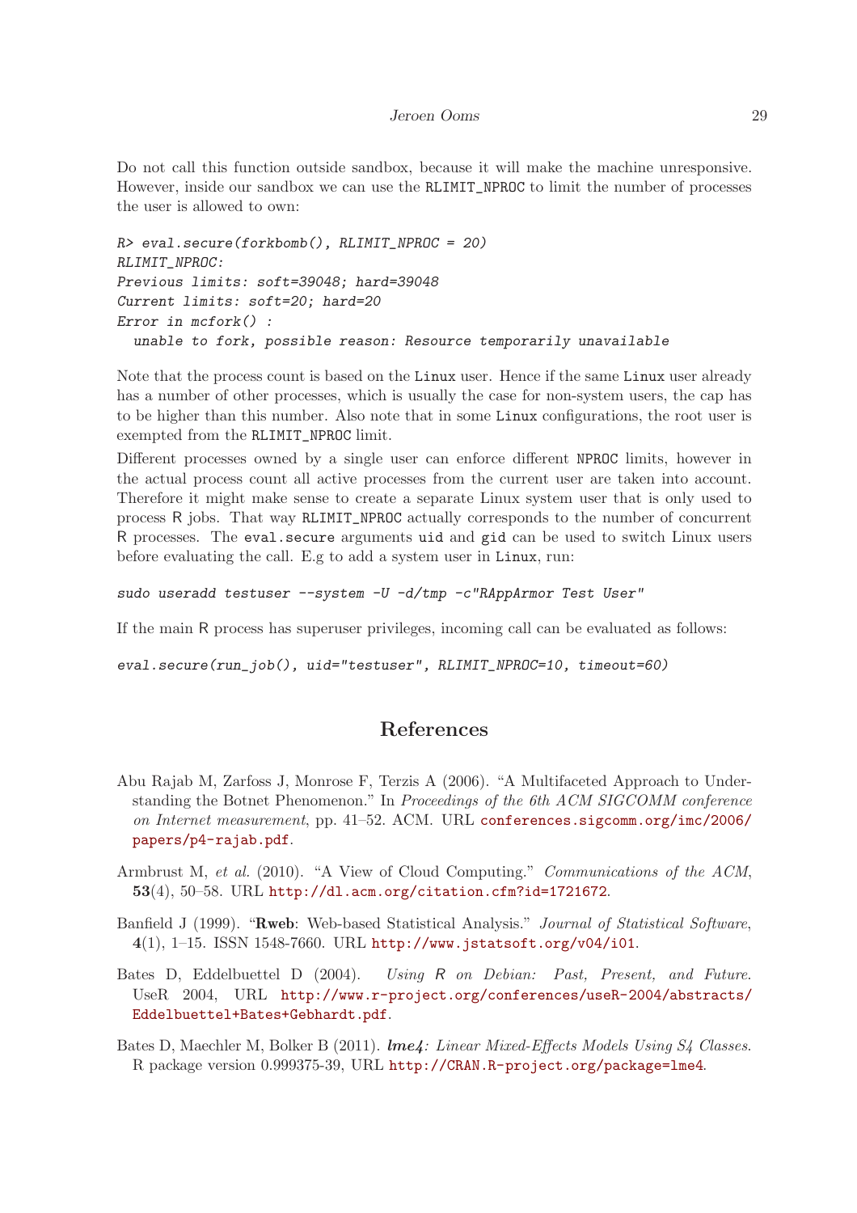Do not call this function outside sandbox, because it will make the machine unresponsive. However, inside our sandbox we can use the `RLIMIT_NPROC` to limit the number of processes the user is allowed to own:

```
R> eval.secure(forkbomb(), RLIMIT_NPROC = 20)
RLIMIT_NPROC:
Previous limits: soft=39048; hard=39048
Current limits: soft=20; hard=20
Error in mcfork() :
  unable to fork, possible reason: Resource temporarily unavailable
```

Note that the process count is based on the `Linux` user. Hence if the same `Linux` user already has a number of other processes, which is usually the case for non-system users, the cap has to be higher than this number. Also note that in some `Linux` configurations, the root user is exempted from the `RLIMIT_NPROC` limit.

Different processes owned by a single user can enforce different `NPROC` limits, however in the actual process count all active processes from the current user are taken into account. Therefore it might make sense to create a separate Linux system user that is only used to process R jobs. That way `RLIMIT_NPROC` actually corresponds to the number of concurrent R processes. The `eval.secure` arguments `uid` and `gid` can be used to switch Linux users before evaluating the call. E.g to add a system user in `Linux`, run:

```
sudo useradd testuser --system -U -d/tmp -c"RAppArmor Test User"
```

If the main R process has superuser privileges, incoming call can be evaluated as follows:

```
eval.secure(run_job(), uid="testuser", RLIMIT_NPROC=10, timeout=60)
```

# References

Abu Rajab M, Zarfoss J, Monrose F, Terzis A (2006). "A Multifaceted Approach to Understanding the Botnet Phenomenon." In *Proceedings of the 6th ACM SIGCOMM conference on Internet measurement*, pp. 41–52. ACM. URL conferences.sigcomm.org/imc/2006/papers/p4-rajab.pdf.

Armbrust M, *et al.* (2010). "A View of Cloud Computing." *Communications of the ACM*, **53**(4), 50–58. URL http://dl.acm.org/citation.cfm?id=1721672.

Banfield J (1999). "**Rweb**: Web-based Statistical Analysis." *Journal of Statistical Software*, **4**(1), 1–15. ISSN 1548-7660. URL http://www.jstatsoft.org/v04/i01.

Bates D, Eddelbuettel D (2004). *Using R on Debian: Past, Present, and Future*. UseR 2004, URL http://www.r-project.org/conferences/useR-2004/abstracts/Eddelbuettel+Bates+Gebhardt.pdf.

Bates D, Maechler M, Bolker B (2011). ***lme4**: Linear Mixed-Effects Models Using S4 Classes*. R package version 0.999375-39, URL http://CRAN.R-project.org/package=lme4.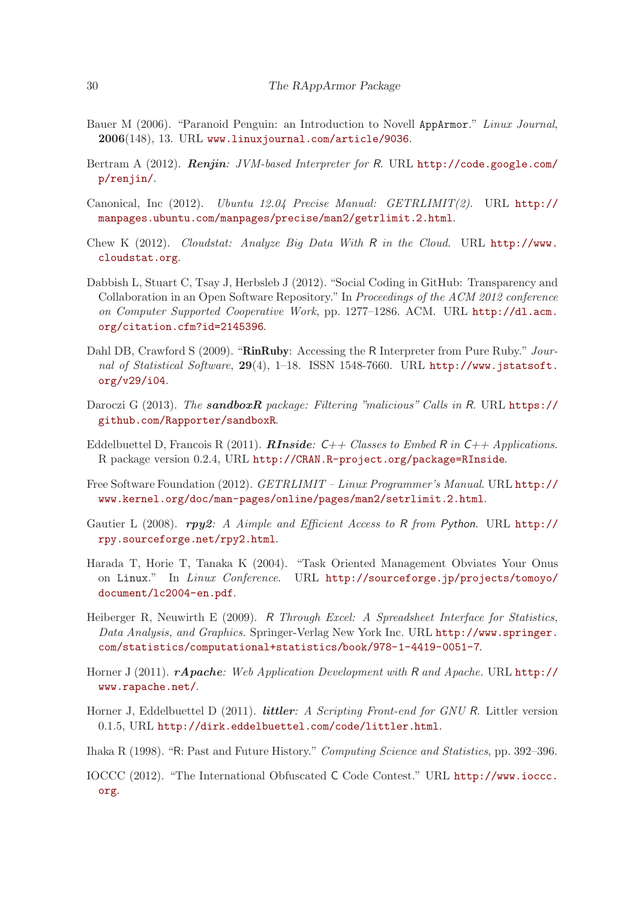Bauer M (2006). "Paranoid Penguin: an Introduction to Novell AppArmor." *Linux Journal*, **2006**(148), 13. URL www.linuxjournal.com/article/9036.

Bertram A (2012). ***Renjin**: JVM-based Interpreter for R*. URL http://code.google.com/p/renjin/.

Canonical, Inc (2012). *Ubuntu 12.04 Precise Manual: GETRLIMIT(2).* URL http://manpages.ubuntu.com/manpages/precise/man2/getrlimit.2.html.

Chew K (2012). *Cloudstat: Analyze Big Data With R in the Cloud*. URL http://www.cloudstat.org.

Dabbish L, Stuart C, Tsay J, Herbsleb J (2012). "Social Coding in GitHub: Transparency and Collaboration in an Open Software Repository." In *Proceedings of the ACM 2012 conference on Computer Supported Cooperative Work*, pp. 1277–1286. ACM. URL http://dl.acm.org/citation.cfm?id=2145396.

Dahl DB, Crawford S (2009). "**RinRuby**: Accessing the R Interpreter from Pure Ruby." *Journal of Statistical Software*, **29**(4), 1–18. ISSN 1548-7660. URL http://www.jstatsoft.org/v29/i04.

Daroczi G (2013). *The **sandboxR** package: Filtering "malicious" Calls in R*. URL https://github.com/Rapporter/sandboxR.

Eddelbuettel D, Francois R (2011). ***RInside**: C++ Classes to Embed R in C++ Applications*. R package version 0.2.4, URL http://CRAN.R-project.org/package=RInside.

Free Software Foundation (2012). *GETRLIMIT – Linux Programmer's Manual*. URL http://www.kernel.org/doc/man-pages/online/pages/man2/setrlimit.2.html.

Gautier L (2008). ***rpy2**: A Aimple and Efficient Access to R from Python*. URL http://rpy.sourceforge.net/rpy2.html.

Harada T, Horie T, Tanaka K (2004). "Task Oriented Management Obviates Your Onus on Linux." In *Linux Conference*. URL http://sourceforge.jp/projects/tomoyo/document/lc2004-en.pdf.

Heiberger R, Neuwirth E (2009). *R Through Excel: A Spreadsheet Interface for Statistics, Data Analysis, and Graphics*. Springer-Verlag New York Inc. URL http://www.springer.com/statistics/computational+statistics/book/978-1-4419-0051-7.

Horner J (2011). ***rApache**: Web Application Development with R and Apache*. URL http://www.rapache.net/.

Horner J, Eddelbuettel D (2011). ***littler**: A Scripting Front-end for GNU R*. Littler version 0.1.5, URL http://dirk.eddelbuettel.com/code/littler.html.

Ihaka R (1998). "R: Past and Future History." *Computing Science and Statistics*, pp. 392–396.

IOCCC (2012). "The International Obfuscated C Code Contest." URL http://www.ioccc.org.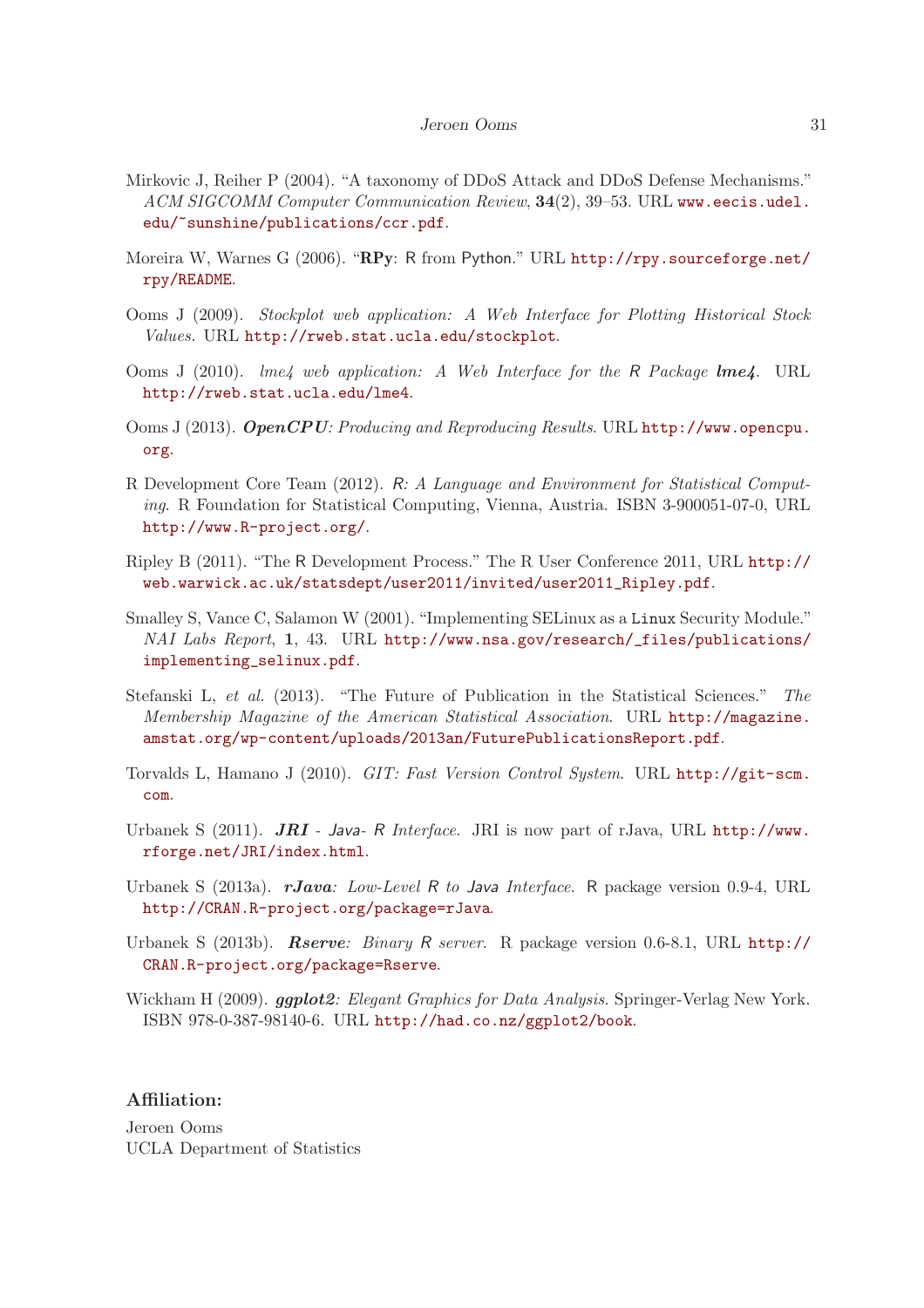Mirkovic J, Reiher P (2004). "A taxonomy of DDoS Attack and DDoS Defense Mechanisms." *ACM SIGCOMM Computer Communication Review*, **34**(2), 39–53. URL www.eecis.udel.edu/~sunshine/publications/ccr.pdf.

Moreira W, Warnes G (2006). "**RPy**: R from Python." URL http://rpy.sourceforge.net/rpy/README.

Ooms J (2009). *Stockplot web application: A Web Interface for Plotting Historical Stock Values.* URL http://rweb.stat.ucla.edu/stockplot.

Ooms J (2010). *lme4 web application: A Web Interface for the R Package* ***lme4***. URL http://rweb.stat.ucla.edu/lme4.

Ooms J (2013). ***OpenCPU****: Producing and Reproducing Results*. URL http://www.opencpu.org.

R Development Core Team (2012). *R: A Language and Environment for Statistical Computing*. R Foundation for Statistical Computing, Vienna, Austria. ISBN 3-900051-07-0, URL http://www.R-project.org/.

Ripley B (2011). "The R Development Process." The R User Conference 2011, URL http://web.warwick.ac.uk/statsdept/user2011/invited/user2011_Ripley.pdf.

Smalley S, Vance C, Salamon W (2001). "Implementing SELinux as a Linux Security Module." *NAI Labs Report*, **1**, 43. URL http://www.nsa.gov/research/_files/publications/implementing_selinux.pdf.

Stefanski L, *et al.* (2013). "The Future of Publication in the Statistical Sciences." *The Membership Magazine of the American Statistical Association*. URL http://magazine.amstat.org/wp-content/uploads/2013an/FuturePublicationsReport.pdf.

Torvalds L, Hamano J (2010). *GIT: Fast Version Control System*. URL http://git-scm.com.

Urbanek S (2011). ***JRI*** *- Java- R Interface.* JRI is now part of rJava, URL http://www.rforge.net/JRI/index.html.

Urbanek S (2013a). ***rJava****: Low-Level R to Java Interface.* R package version 0.9-4, URL http://CRAN.R-project.org/package=rJava.

Urbanek S (2013b). ***Rserve****: Binary R server.* R package version 0.6-8.1, URL http://CRAN.R-project.org/package=Rserve.

Wickham H (2009). ***ggplot2****: Elegant Graphics for Data Analysis*. Springer-Verlag New York. ISBN 978-0-387-98140-6. URL http://had.co.nz/ggplot2/book.

## Affiliation:

Jeroen Ooms
UCLA Department of Statistics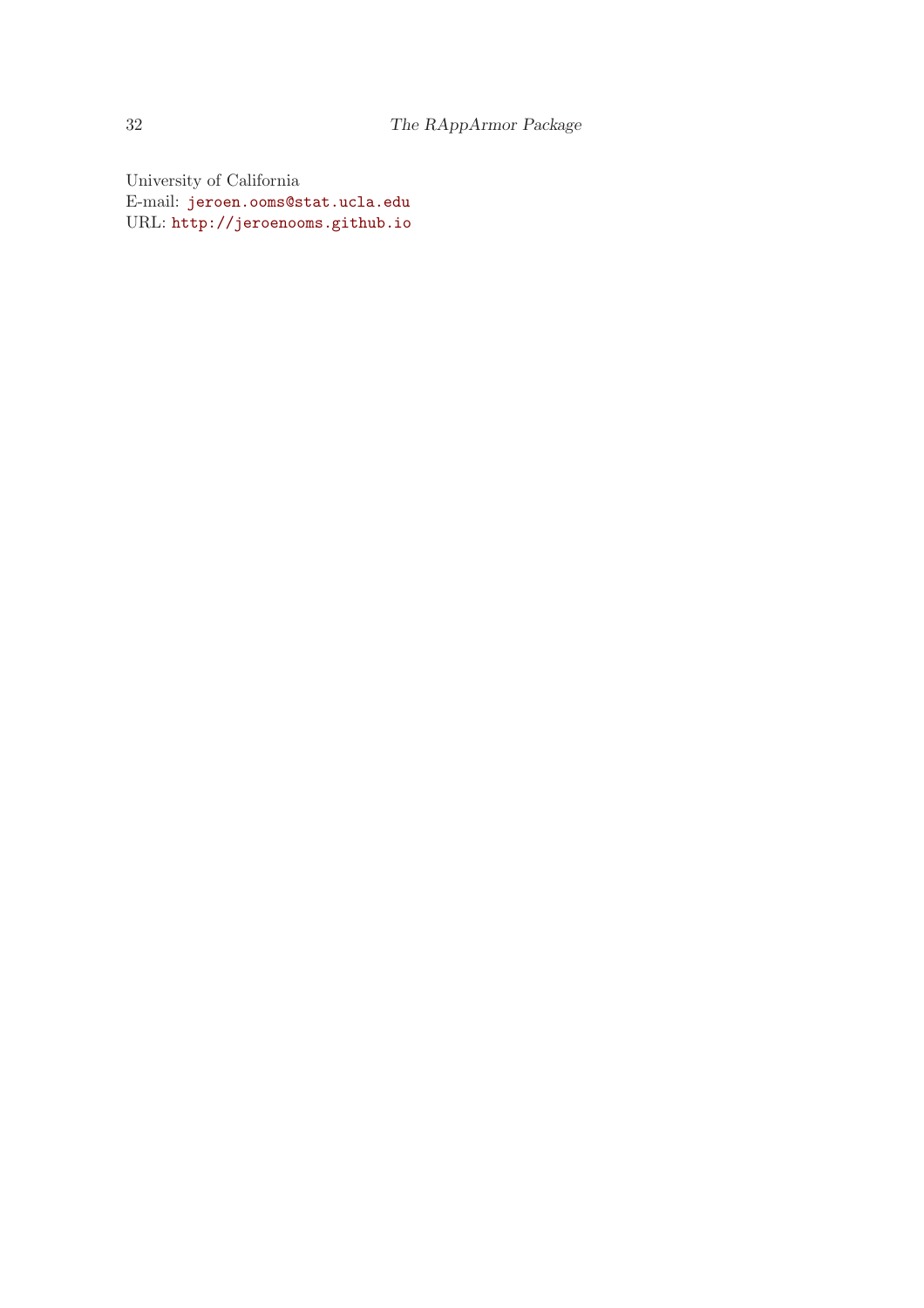University of California
E-mail: jeroen.ooms@stat.ucla.edu
URL: http://jeroenooms.github.io